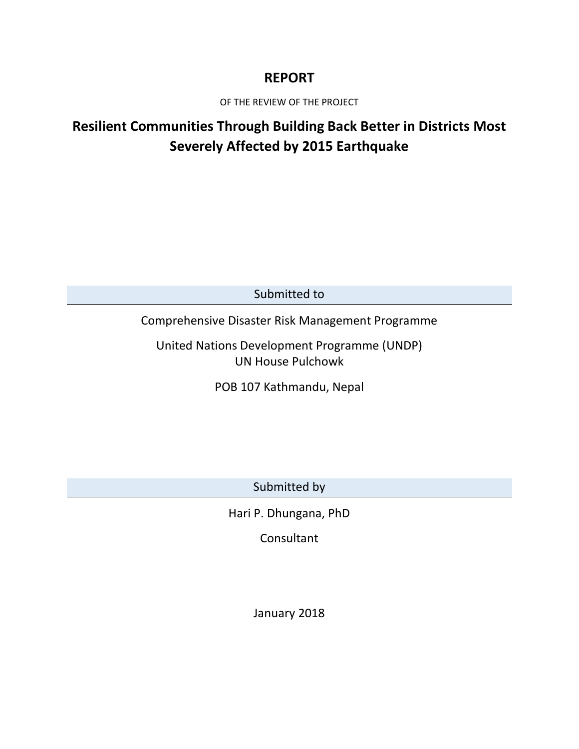# REPORT

OF THE REVIEW OF THE PROJECT

## Resilient Communities Through Building Back Better in Districts Most Severely Affected by 2015 Earthquake

Submitted to

Comprehensive Disaster Risk Management Programme

United Nations Development Programme (UNDP)
UN House Pulchowk

POB 107 Kathmandu, Nepal

Submitted by

Hari P. Dhungana, PhD

Consultant

January 2018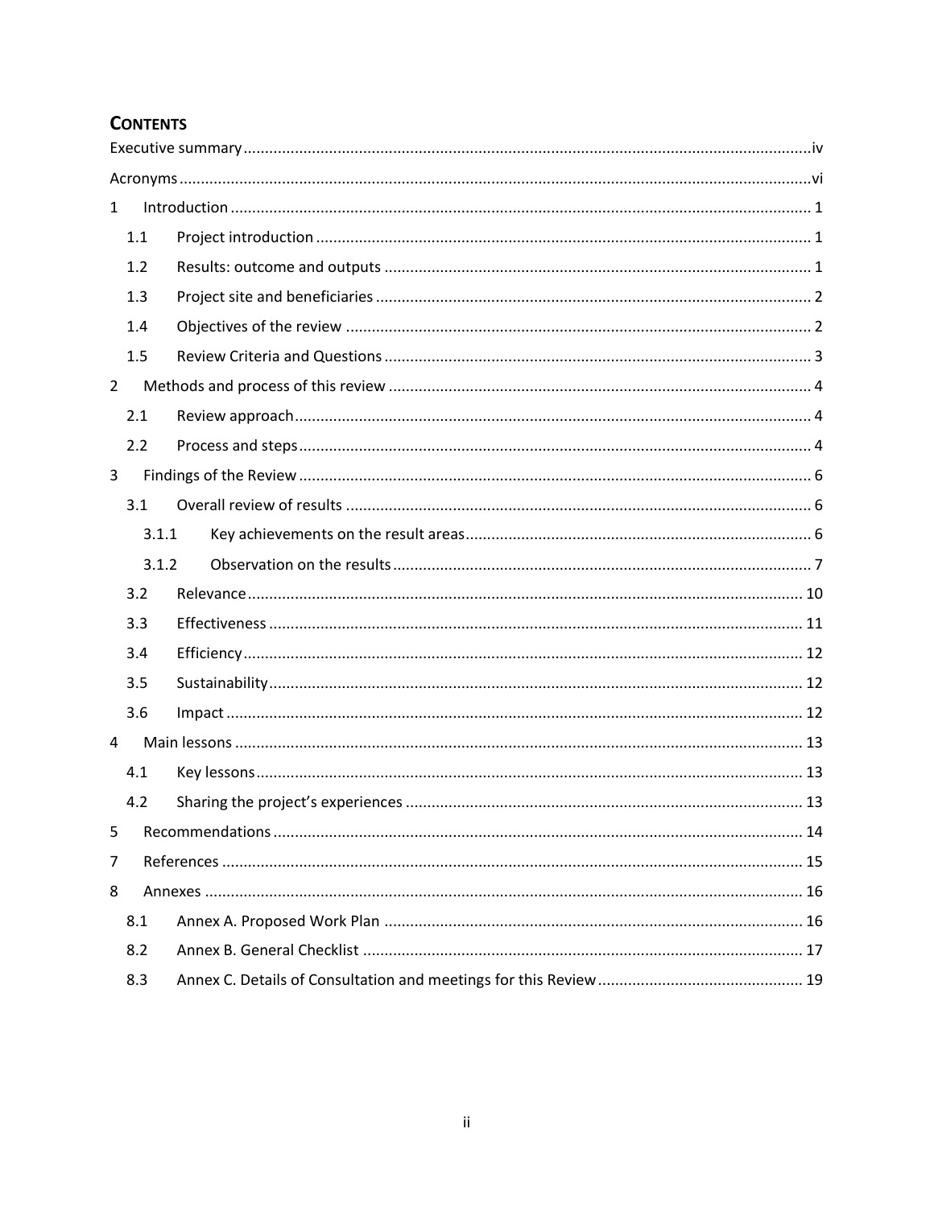# CONTENTS

Executive summary .......... iv

Acronyms .......... vi

1 Introduction .......... 1

- 1.1 Project introduction .......... 1
- 1.2 Results: outcome and outputs .......... 1
- 1.3 Project site and beneficiaries .......... 2
- 1.4 Objectives of the review .......... 2
- 1.5 Review Criteria and Questions .......... 3

2 Methods and process of this review .......... 4

- 2.1 Review approach .......... 4
- 2.2 Process and steps .......... 4

3 Findings of the Review .......... 6

- 3.1 Overall review of results .......... 6
  - 3.1.1 Key achievements on the result areas .......... 6
  - 3.1.2 Observation on the results .......... 7
- 3.2 Relevance .......... 10
- 3.3 Effectiveness .......... 11
- 3.4 Efficiency .......... 12
- 3.5 Sustainability .......... 12
- 3.6 Impact .......... 12

4 Main lessons .......... 13

- 4.1 Key lessons .......... 13
- 4.2 Sharing the project's experiences .......... 13

5 Recommendations .......... 14

7 References .......... 15

8 Annexes .......... 16

- 8.1 Annex A. Proposed Work Plan .......... 16
- 8.2 Annex B. General Checklist .......... 17
- 8.3 Annex C. Details of Consultation and meetings for this Review .......... 19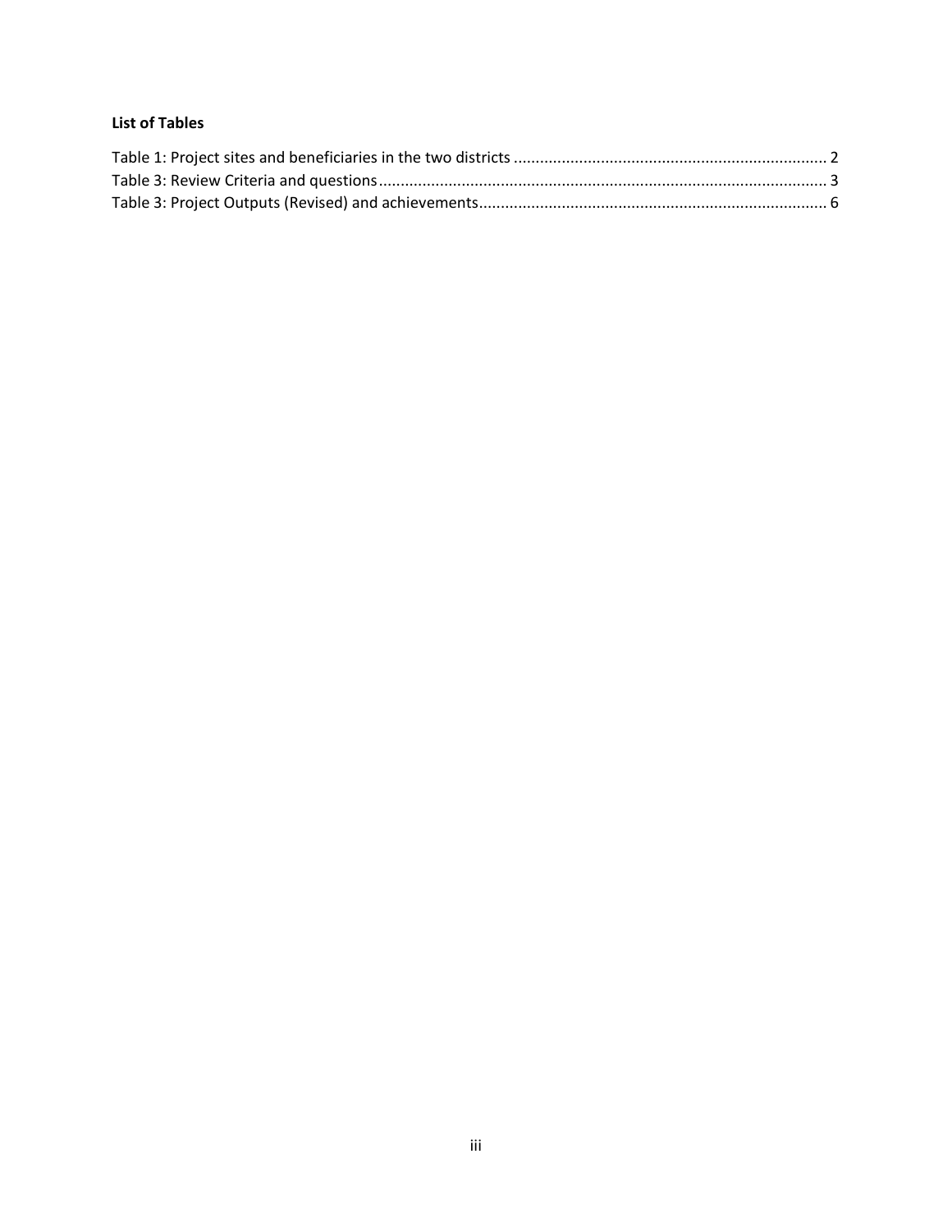**List of Tables**

Table 1: Project sites and beneficiaries in the two districts ........................................................................ 2
Table 3: Review Criteria and questions........................................................................................................ 3
Table 3: Project Outputs (Revised) and achievements................................................................................ 6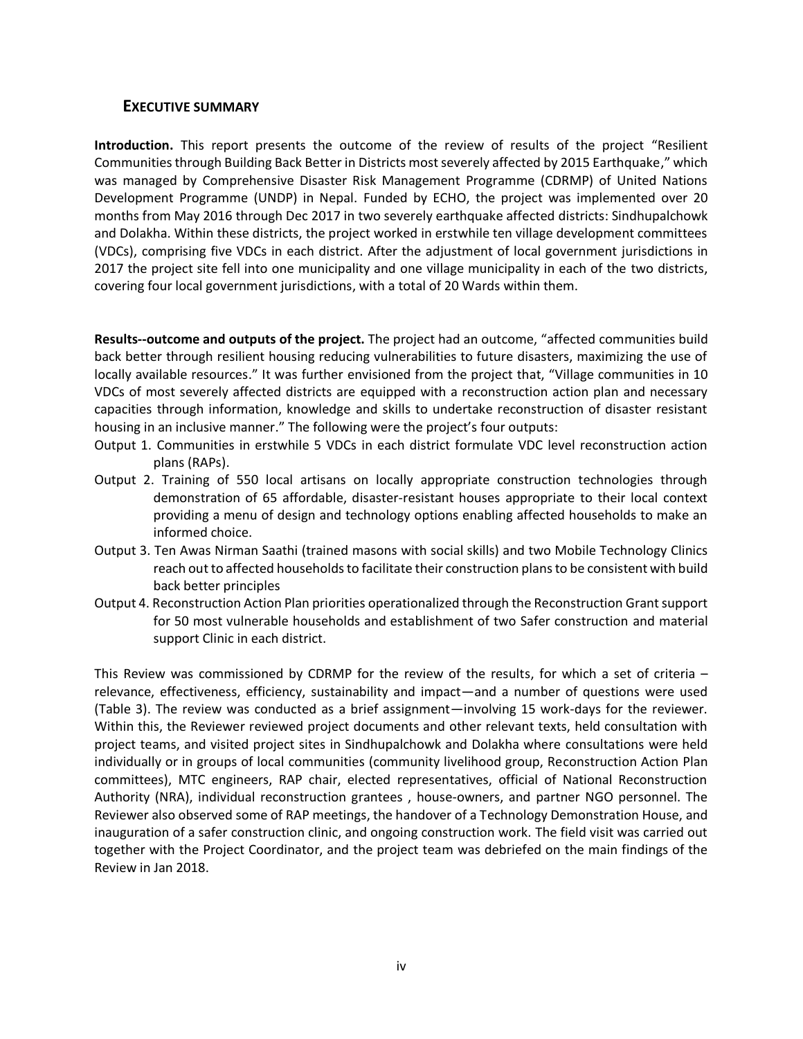## EXECUTIVE SUMMARY

**Introduction.** This report presents the outcome of the review of results of the project "Resilient Communities through Building Back Better in Districts most severely affected by 2015 Earthquake," which was managed by Comprehensive Disaster Risk Management Programme (CDRMP) of United Nations Development Programme (UNDP) in Nepal. Funded by ECHO, the project was implemented over 20 months from May 2016 through Dec 2017 in two severely earthquake affected districts: Sindhupalchowk and Dolakha. Within these districts, the project worked in erstwhile ten village development committees (VDCs), comprising five VDCs in each district. After the adjustment of local government jurisdictions in 2017 the project site fell into one municipality and one village municipality in each of the two districts, covering four local government jurisdictions, with a total of 20 Wards within them.

**Results--outcome and outputs of the project.** The project had an outcome, "affected communities build back better through resilient housing reducing vulnerabilities to future disasters, maximizing the use of locally available resources." It was further envisioned from the project that, "Village communities in 10 VDCs of most severely affected districts are equipped with a reconstruction action plan and necessary capacities through information, knowledge and skills to undertake reconstruction of disaster resistant housing in an inclusive manner." The following were the project's four outputs:

Output 1. Communities in erstwhile 5 VDCs in each district formulate VDC level reconstruction action plans (RAPs).

Output 2. Training of 550 local artisans on locally appropriate construction technologies through demonstration of 65 affordable, disaster-resistant houses appropriate to their local context providing a menu of design and technology options enabling affected households to make an informed choice.

Output 3. Ten Awas Nirman Saathi (trained masons with social skills) and two Mobile Technology Clinics reach out to affected households to facilitate their construction plans to be consistent with build back better principles

Output 4. Reconstruction Action Plan priorities operationalized through the Reconstruction Grant support for 50 most vulnerable households and establishment of two Safer construction and material support Clinic in each district.

This Review was commissioned by CDRMP for the review of the results, for which a set of criteria – relevance, effectiveness, efficiency, sustainability and impact—and a number of questions were used (Table 3). The review was conducted as a brief assignment—involving 15 work-days for the reviewer. Within this, the Reviewer reviewed project documents and other relevant texts, held consultation with project teams, and visited project sites in Sindhupalchowk and Dolakha where consultations were held individually or in groups of local communities (community livelihood group, Reconstruction Action Plan committees), MTC engineers, RAP chair, elected representatives, official of National Reconstruction Authority (NRA), individual reconstruction grantees , house-owners, and partner NGO personnel. The Reviewer also observed some of RAP meetings, the handover of a Technology Demonstration House, and inauguration of a safer construction clinic, and ongoing construction work. The field visit was carried out together with the Project Coordinator, and the project team was debriefed on the main findings of the Review in Jan 2018.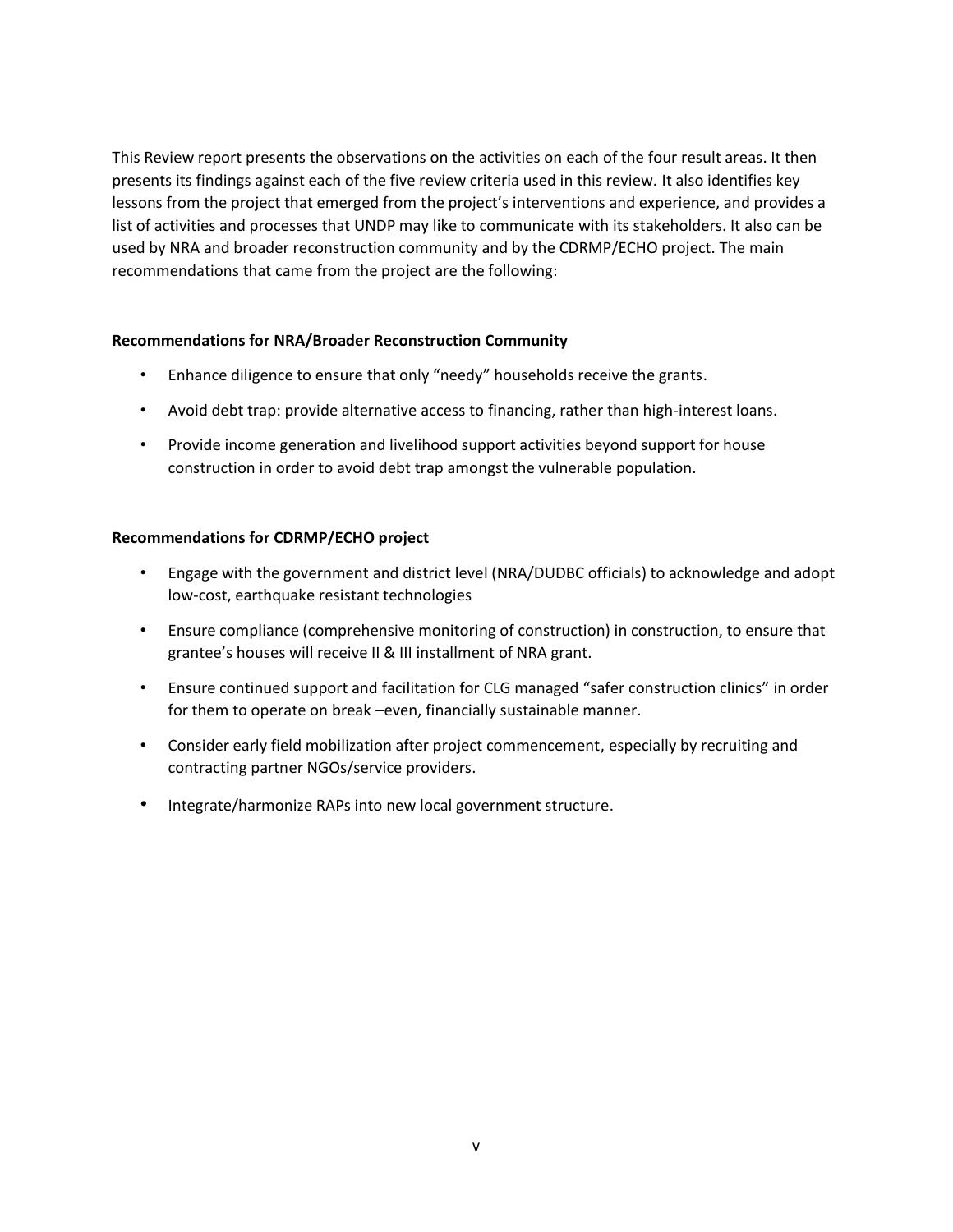This Review report presents the observations on the activities on each of the four result areas. It then presents its findings against each of the five review criteria used in this review. It also identifies key lessons from the project that emerged from the project's interventions and experience, and provides a list of activities and processes that UNDP may like to communicate with its stakeholders. It also can be used by NRA and broader reconstruction community and by the CDRMP/ECHO project. The main recommendations that came from the project are the following:

**Recommendations for NRA/Broader Reconstruction Community**

- Enhance diligence to ensure that only "needy" households receive the grants.
- Avoid debt trap: provide alternative access to financing, rather than high-interest loans.
- Provide income generation and livelihood support activities beyond support for house construction in order to avoid debt trap amongst the vulnerable population.

**Recommendations for CDRMP/ECHO project**

- Engage with the government and district level (NRA/DUDBC officials) to acknowledge and adopt low-cost, earthquake resistant technologies
- Ensure compliance (comprehensive monitoring of construction) in construction, to ensure that grantee's houses will receive II & III installment of NRA grant.
- Ensure continued support and facilitation for CLG managed "safer construction clinics" in order for them to operate on break –even, financially sustainable manner.
- Consider early field mobilization after project commencement, especially by recruiting and contracting partner NGOs/service providers.
- Integrate/harmonize RAPs into new local government structure.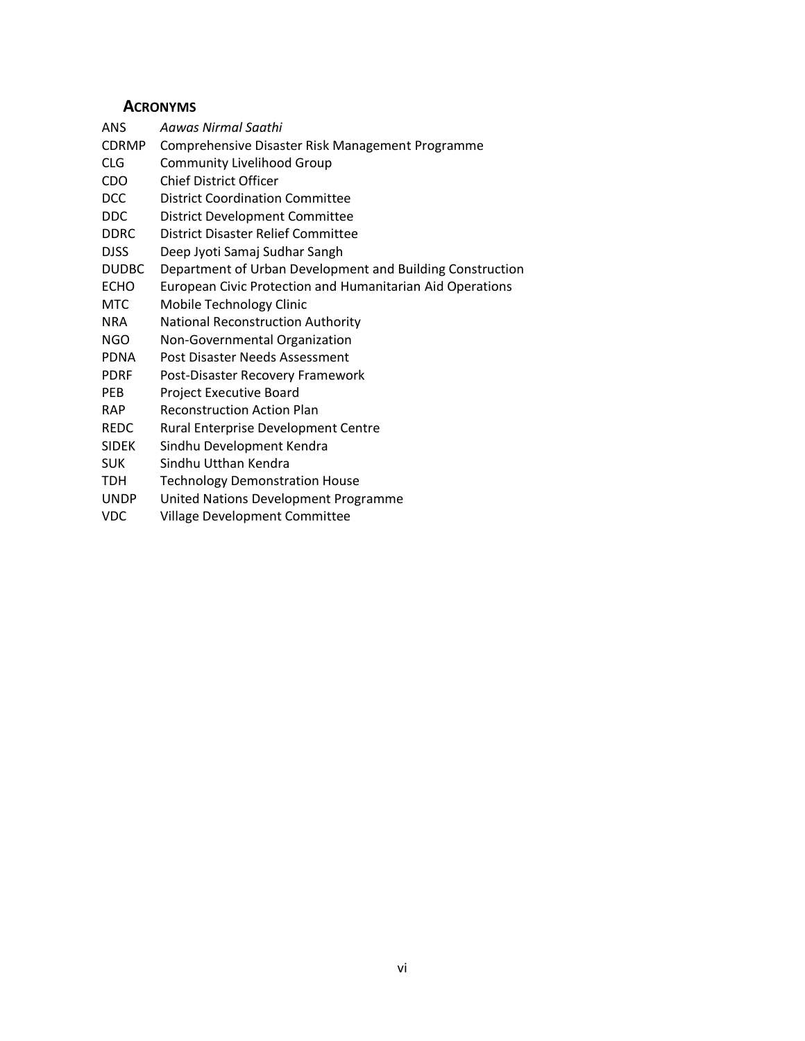## ACRONYMS

| | |
|---|---|
| ANS | *Aawas Nirmal Saathi* |
| CDRMP | Comprehensive Disaster Risk Management Programme |
| CLG | Community Livelihood Group |
| CDO | Chief District Officer |
| DCC | District Coordination Committee |
| DDC | District Development Committee |
| DDRC | District Disaster Relief Committee |
| DJSS | Deep Jyoti Samaj Sudhar Sangh |
| DUDBC | Department of Urban Development and Building Construction |
| ECHO | European Civic Protection and Humanitarian Aid Operations |
| MTC | Mobile Technology Clinic |
| NRA | National Reconstruction Authority |
| NGO | Non-Governmental Organization |
| PDNA | Post Disaster Needs Assessment |
| PDRF | Post-Disaster Recovery Framework |
| PEB | Project Executive Board |
| RAP | Reconstruction Action Plan |
| REDC | Rural Enterprise Development Centre |
| SIDEK | Sindhu Development Kendra |
| SUK | Sindhu Utthan Kendra |
| TDH | Technology Demonstration House |
| UNDP | United Nations Development Programme |
| VDC | Village Development Committee |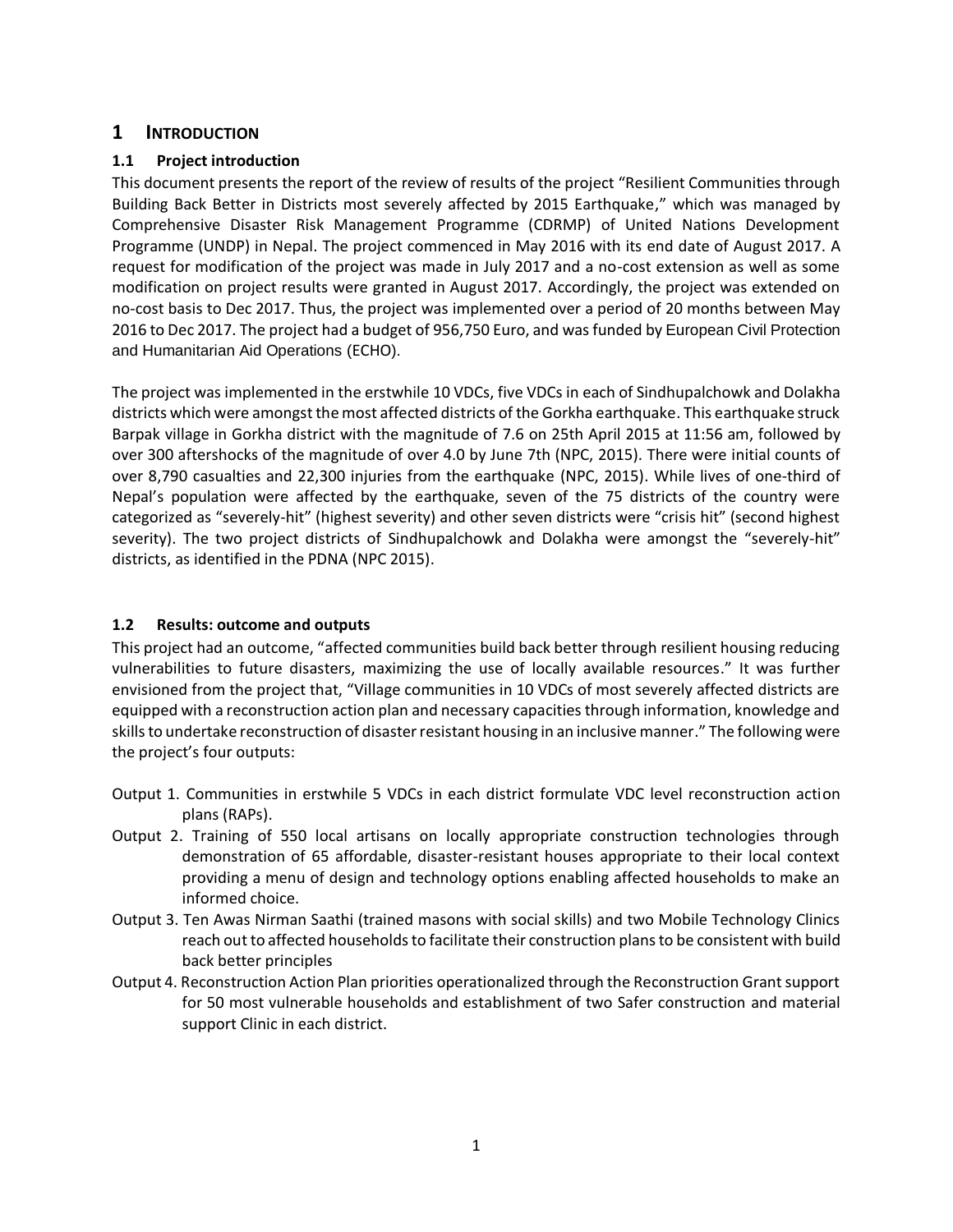# 1 INTRODUCTION

## 1.1 Project introduction

This document presents the report of the review of results of the project "Resilient Communities through Building Back Better in Districts most severely affected by 2015 Earthquake," which was managed by Comprehensive Disaster Risk Management Programme (CDRMP) of United Nations Development Programme (UNDP) in Nepal. The project commenced in May 2016 with its end date of August 2017. A request for modification of the project was made in July 2017 and a no-cost extension as well as some modification on project results were granted in August 2017. Accordingly, the project was extended on no-cost basis to Dec 2017. Thus, the project was implemented over a period of 20 months between May 2016 to Dec 2017. The project had a budget of 956,750 Euro, and was funded by European Civil Protection and Humanitarian Aid Operations (ECHO).

The project was implemented in the erstwhile 10 VDCs, five VDCs in each of Sindhupalchowk and Dolakha districts which were amongst the most affected districts of the Gorkha earthquake. This earthquake struck Barpak village in Gorkha district with the magnitude of 7.6 on 25th April 2015 at 11:56 am, followed by over 300 aftershocks of the magnitude of over 4.0 by June 7th (NPC, 2015). There were initial counts of over 8,790 casualties and 22,300 injuries from the earthquake (NPC, 2015). While lives of one-third of Nepal's population were affected by the earthquake, seven of the 75 districts of the country were categorized as "severely-hit" (highest severity) and other seven districts were "crisis hit" (second highest severity). The two project districts of Sindhupalchowk and Dolakha were amongst the "severely-hit" districts, as identified in the PDNA (NPC 2015).

## 1.2 Results: outcome and outputs

This project had an outcome, "affected communities build back better through resilient housing reducing vulnerabilities to future disasters, maximizing the use of locally available resources." It was further envisioned from the project that, "Village communities in 10 VDCs of most severely affected districts are equipped with a reconstruction action plan and necessary capacities through information, knowledge and skills to undertake reconstruction of disaster resistant housing in an inclusive manner." The following were the project's four outputs:

- Output 1. Communities in erstwhile 5 VDCs in each district formulate VDC level reconstruction action plans (RAPs).
- Output 2. Training of 550 local artisans on locally appropriate construction technologies through demonstration of 65 affordable, disaster-resistant houses appropriate to their local context providing a menu of design and technology options enabling affected households to make an informed choice.
- Output 3. Ten Awas Nirman Saathi (trained masons with social skills) and two Mobile Technology Clinics reach out to affected households to facilitate their construction plans to be consistent with build back better principles
- Output 4. Reconstruction Action Plan priorities operationalized through the Reconstruction Grant support for 50 most vulnerable households and establishment of two Safer construction and material support Clinic in each district.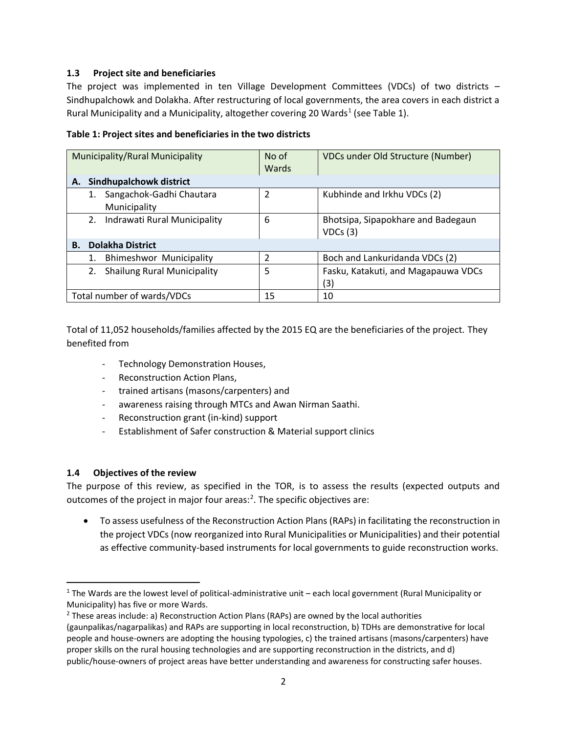### 1.3 Project site and beneficiaries

The project was implemented in ten Village Development Committees (VDCs) of two districts – Sindhupalchowk and Dolakha. After restructuring of local governments, the area covers in each district a Rural Municipality and a Municipality, altogether covering 20 Wards[1] (see Table 1).

**Table 1: Project sites and beneficiaries in the two districts**

| Municipality/Rural Municipality | No of Wards | VDCs under Old Structure (Number) |
|---|---|---|
| **A. Sindhupalchowk district** | | |
| 1. Sangachok-Gadhi Chautara Municipality | 2 | Kubhinde and Irkhu VDCs (2) |
| 2. Indrawati Rural Municipality | 6 | Bhotsipa, Sipapokhare and Badegaun VDCs (3) |
| **B. Dolakha District** | | |
| 1. Bhimeshwor Municipality | 2 | Boch and Lankuridanda VDCs (2) |
| 2. Shailung Rural Municipality | 5 | Fasku, Katakuti, and Magapauwa VDCs (3) |
| Total number of wards/VDCs | 15 | 10 |

Total of 11,052 households/families affected by the 2015 EQ are the beneficiaries of the project. They benefited from

- Technology Demonstration Houses,
- Reconstruction Action Plans,
- trained artisans (masons/carpenters) and
- awareness raising through MTCs and Awan Nirman Saathi.
- Reconstruction grant (in-kind) support
- Establishment of Safer construction & Material support clinics

### 1.4 Objectives of the review

The purpose of this review, as specified in the TOR, is to assess the results (expected outputs and outcomes of the project in major four areas:[2]. The specific objectives are:

- To assess usefulness of the Reconstruction Action Plans (RAPs) in facilitating the reconstruction in the project VDCs (now reorganized into Rural Municipalities or Municipalities) and their potential as effective community-based instruments for local governments to guide reconstruction works.

---

[1] The Wards are the lowest level of political-administrative unit – each local government (Rural Municipality or Municipality) has five or more Wards.

[2] These areas include: a) Reconstruction Action Plans (RAPs) are owned by the local authorities (gaunpalikas/nagarpalikas) and RAPs are supporting in local reconstruction, b) TDHs are demonstrative for local people and house-owners are adopting the housing typologies, c) the trained artisans (masons/carpenters) have proper skills on the rural housing technologies and are supporting reconstruction in the districts, and d) public/house-owners of project areas have better understanding and awareness for constructing safer houses.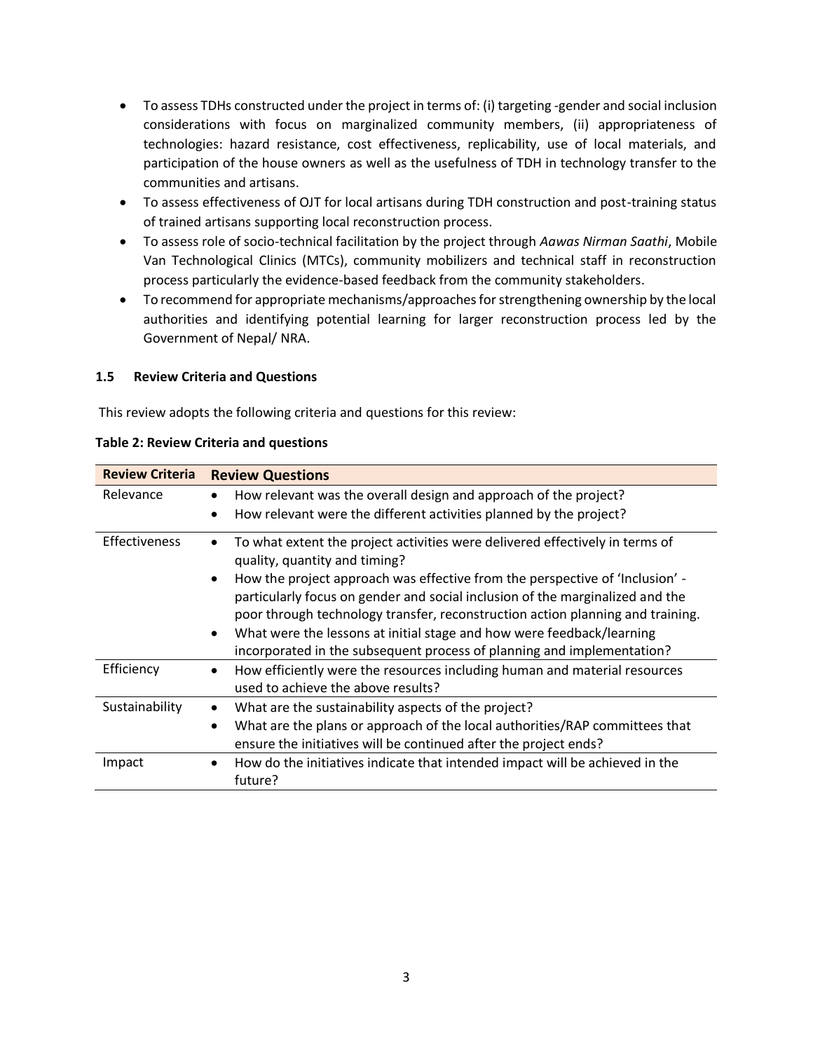- To assess TDHs constructed under the project in terms of: (i) targeting -gender and social inclusion considerations with focus on marginalized community members, (ii) appropriateness of technologies: hazard resistance, cost effectiveness, replicability, use of local materials, and participation of the house owners as well as the usefulness of TDH in technology transfer to the communities and artisans.
- To assess effectiveness of OJT for local artisans during TDH construction and post-training status of trained artisans supporting local reconstruction process.
- To assess role of socio-technical facilitation by the project through *Aawas Nirman Saathi*, Mobile Van Technological Clinics (MTCs), community mobilizers and technical staff in reconstruction process particularly the evidence-based feedback from the community stakeholders.
- To recommend for appropriate mechanisms/approaches for strengthening ownership by the local authorities and identifying potential learning for larger reconstruction process led by the Government of Nepal/ NRA.

### 1.5 Review Criteria and Questions

This review adopts the following criteria and questions for this review:

**Table 2: Review Criteria and questions**

| Review Criteria | Review Questions |
|---|---|
| Relevance | • How relevant was the overall design and approach of the project?<br>• How relevant were the different activities planned by the project? |
| Effectiveness | • To what extent the project activities were delivered effectively in terms of quality, quantity and timing?<br>• How the project approach was effective from the perspective of 'Inclusion' - particularly focus on gender and social inclusion of the marginalized and the poor through technology transfer, reconstruction action planning and training.<br>• What were the lessons at initial stage and how were feedback/learning incorporated in the subsequent process of planning and implementation? |
| Efficiency | • How efficiently were the resources including human and material resources used to achieve the above results? |
| Sustainability | • What are the sustainability aspects of the project?<br>• What are the plans or approach of the local authorities/RAP committees that ensure the initiatives will be continued after the project ends? |
| Impact | • How do the initiatives indicate that intended impact will be achieved in the future? |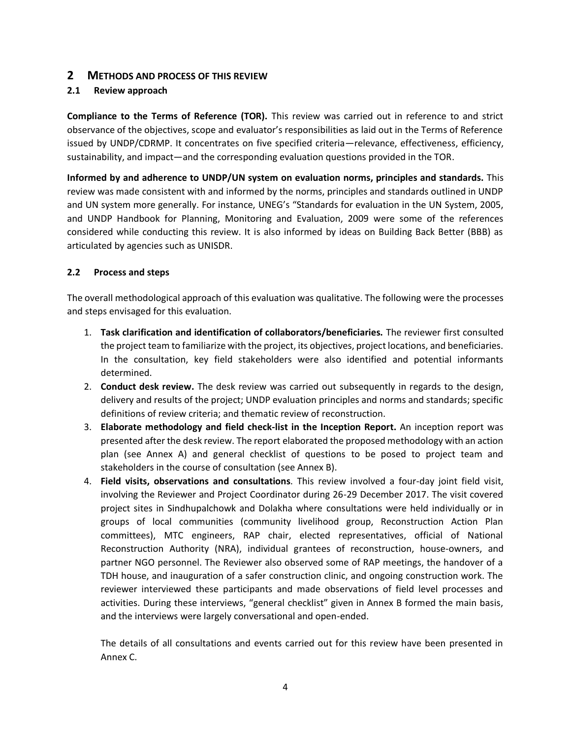# 2 METHODS AND PROCESS OF THIS REVIEW

## 2.1 Review approach

**Compliance to the Terms of Reference (TOR).** This review was carried out in reference to and strict observance of the objectives, scope and evaluator's responsibilities as laid out in the Terms of Reference issued by UNDP/CDRMP. It concentrates on five specified criteria—relevance, effectiveness, efficiency, sustainability, and impact—and the corresponding evaluation questions provided in the TOR.

**Informed by and adherence to UNDP/UN system on evaluation norms, principles and standards.** This review was made consistent with and informed by the norms, principles and standards outlined in UNDP and UN system more generally. For instance, UNEG's "Standards for evaluation in the UN System, 2005, and UNDP Handbook for Planning, Monitoring and Evaluation, 2009 were some of the references considered while conducting this review. It is also informed by ideas on Building Back Better (BBB) as articulated by agencies such as UNISDR.

## 2.2 Process and steps

The overall methodological approach of this evaluation was qualitative. The following were the processes and steps envisaged for this evaluation.

1. **Task clarification and identification of collaborators/beneficiaries.** The reviewer first consulted the project team to familiarize with the project, its objectives, project locations, and beneficiaries. In the consultation, key field stakeholders were also identified and potential informants determined.
2. **Conduct desk review.** The desk review was carried out subsequently in regards to the design, delivery and results of the project; UNDP evaluation principles and norms and standards; specific definitions of review criteria; and thematic review of reconstruction.
3. **Elaborate methodology and field check-list in the Inception Report.** An inception report was presented after the desk review. The report elaborated the proposed methodology with an action plan (see Annex A) and general checklist of questions to be posed to project team and stakeholders in the course of consultation (see Annex B).
4. **Field visits, observations and consultations**. This review involved a four-day joint field visit, involving the Reviewer and Project Coordinator during 26-29 December 2017. The visit covered project sites in Sindhupalchowk and Dolakha where consultations were held individually or in groups of local communities (community livelihood group, Reconstruction Action Plan committees), MTC engineers, RAP chair, elected representatives, official of National Reconstruction Authority (NRA), individual grantees of reconstruction, house-owners, and partner NGO personnel. The Reviewer also observed some of RAP meetings, the handover of a TDH house, and inauguration of a safer construction clinic, and ongoing construction work. The reviewer interviewed these participants and made observations of field level processes and activities. During these interviews, "general checklist" given in Annex B formed the main basis, and the interviews were largely conversational and open-ended.

   The details of all consultations and events carried out for this review have been presented in Annex C.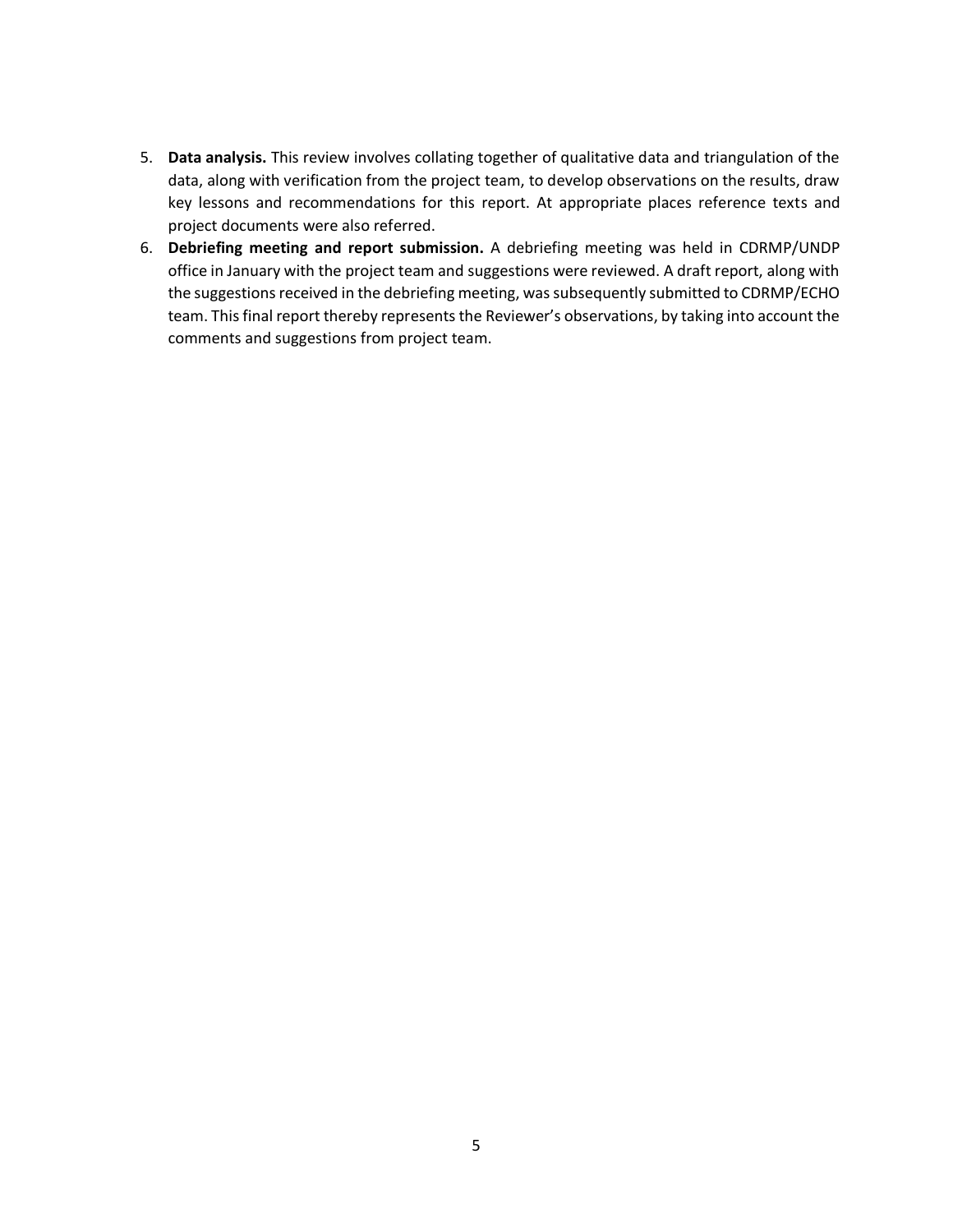5. **Data analysis.** This review involves collating together of qualitative data and triangulation of the data, along with verification from the project team, to develop observations on the results, draw key lessons and recommendations for this report. At appropriate places reference texts and project documents were also referred.
6. **Debriefing meeting and report submission.** A debriefing meeting was held in CDRMP/UNDP office in January with the project team and suggestions were reviewed. A draft report, along with the suggestions received in the debriefing meeting, was subsequently submitted to CDRMP/ECHO team. This final report thereby represents the Reviewer's observations, by taking into account the comments and suggestions from project team.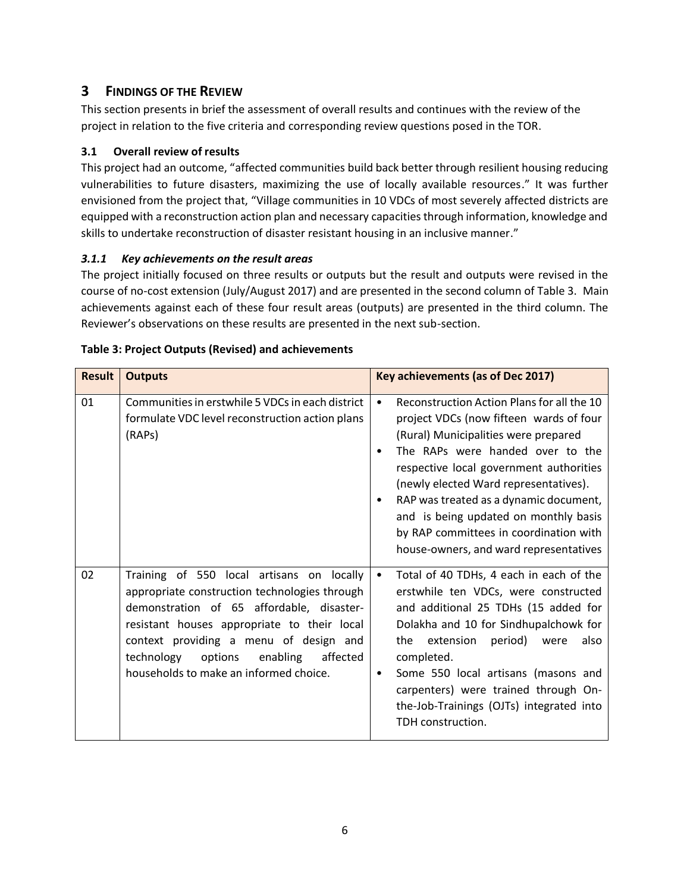# 3 FINDINGS OF THE REVIEW

This section presents in brief the assessment of overall results and continues with the review of the project in relation to the five criteria and corresponding review questions posed in the TOR.

## 3.1 Overall review of results

This project had an outcome, "affected communities build back better through resilient housing reducing vulnerabilities to future disasters, maximizing the use of locally available resources." It was further envisioned from the project that, "Village communities in 10 VDCs of most severely affected districts are equipped with a reconstruction action plan and necessary capacities through information, knowledge and skills to undertake reconstruction of disaster resistant housing in an inclusive manner."

### *3.1.1 Key achievements on the result areas*

The project initially focused on three results or outputs but the result and outputs were revised in the course of no-cost extension (July/August 2017) and are presented in the second column of Table 3. Main achievements against each of these four result areas (outputs) are presented in the third column. The Reviewer's observations on these results are presented in the next sub-section.

**Table 3: Project Outputs (Revised) and achievements**

| Result | Outputs | Key achievements (as of Dec 2017) |
|---|---|---|
| 01 | Communities in erstwhile 5 VDCs in each district formulate VDC level reconstruction action plans (RAPs) | • Reconstruction Action Plans for all the 10 project VDCs (now fifteen wards of four (Rural) Municipalities were prepared<br>• The RAPs were handed over to the respective local government authorities (newly elected Ward representatives).<br>• RAP was treated as a dynamic document, and is being updated on monthly basis by RAP committees in coordination with house-owners, and ward representatives |
| 02 | Training of 550 local artisans on locally appropriate construction technologies through demonstration of 65 affordable, disaster-resistant houses appropriate to their local context providing a menu of design and technology options enabling affected households to make an informed choice. | • Total of 40 TDHs, 4 each in each of the erstwhile ten VDCs, were constructed and additional 25 TDHs (15 added for Dolakha and 10 for Sindhupalchowk for the extension period) were also completed.<br>• Some 550 local artisans (masons and carpenters) were trained through On-the-Job-Trainings (OJTs) integrated into TDH construction. |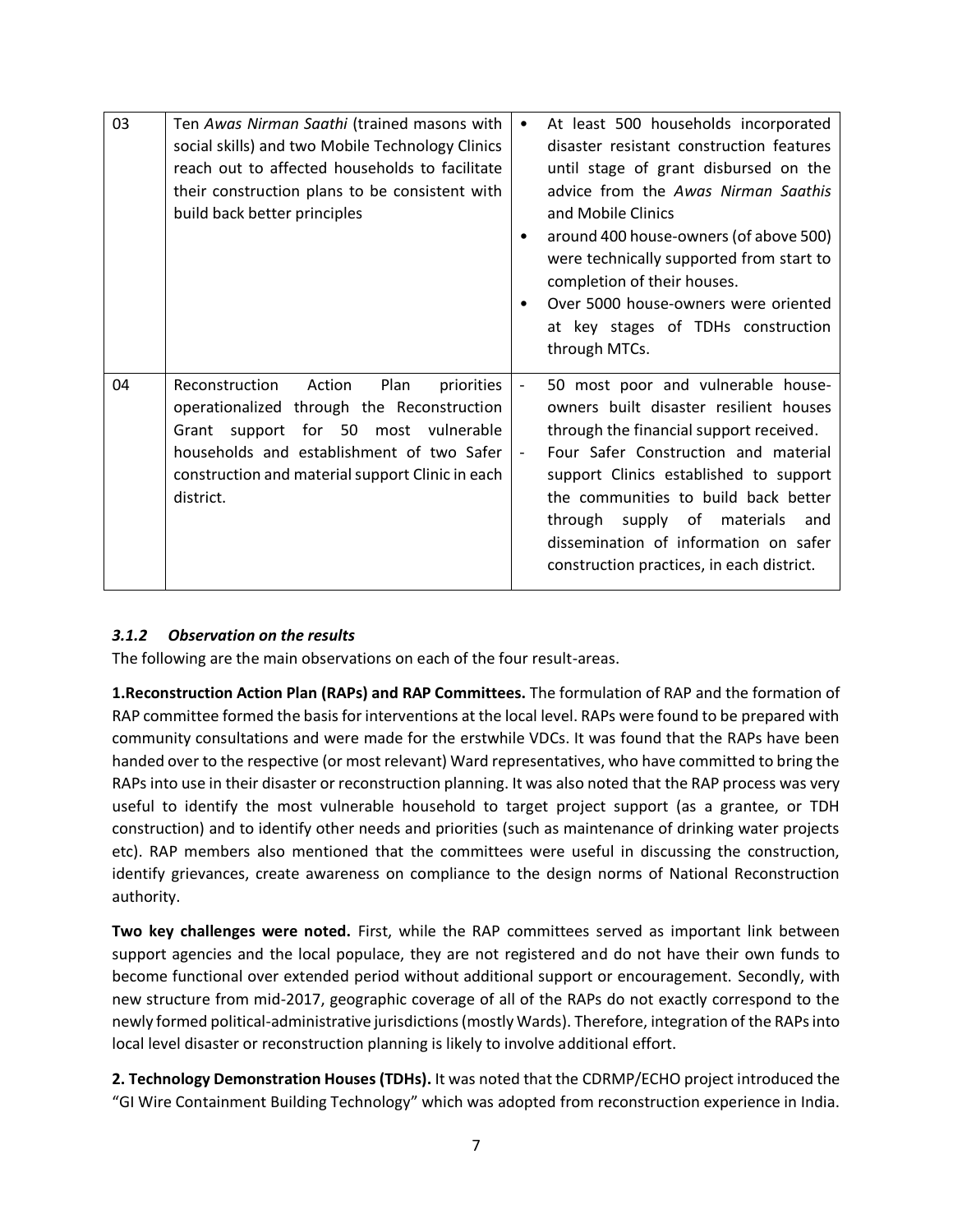| 03 | Ten *Awas Nirman Saathi* (trained masons with social skills) and two Mobile Technology Clinics reach out to affected households to facilitate their construction plans to be consistent with build back better principles | • At least 500 households incorporated disaster resistant construction features until stage of grant disbursed on the advice from the *Awas Nirman Saathis* and Mobile Clinics<br>• around 400 house-owners (of above 500) were technically supported from start to completion of their houses.<br>• Over 5000 house-owners were oriented at key stages of TDHs construction through MTCs. |
|---|---|---|
| 04 | Reconstruction Action Plan priorities operationalized through the Reconstruction Grant support for 50 most vulnerable households and establishment of two Safer construction and material support Clinic in each district. | - 50 most poor and vulnerable house-owners built disaster resilient houses through the financial support received.<br>- Four Safer Construction and material support Clinics established to support the communities to build back better through supply of materials and dissemination of information on safer construction practices, in each district. |

### *3.1.2 Observation on the results*

The following are the main observations on each of the four result-areas.

**1.Reconstruction Action Plan (RAPs) and RAP Committees.** The formulation of RAP and the formation of RAP committee formed the basis for interventions at the local level. RAPs were found to be prepared with community consultations and were made for the erstwhile VDCs. It was found that the RAPs have been handed over to the respective (or most relevant) Ward representatives, who have committed to bring the RAPs into use in their disaster or reconstruction planning. It was also noted that the RAP process was very useful to identify the most vulnerable household to target project support (as a grantee, or TDH construction) and to identify other needs and priorities (such as maintenance of drinking water projects etc). RAP members also mentioned that the committees were useful in discussing the construction, identify grievances, create awareness on compliance to the design norms of National Reconstruction authority.

**Two key challenges were noted.** First, while the RAP committees served as important link between support agencies and the local populace, they are not registered and do not have their own funds to become functional over extended period without additional support or encouragement. Secondly, with new structure from mid-2017, geographic coverage of all of the RAPs do not exactly correspond to the newly formed political-administrative jurisdictions (mostly Wards). Therefore, integration of the RAPs into local level disaster or reconstruction planning is likely to involve additional effort.

**2. Technology Demonstration Houses (TDHs).** It was noted that the CDRMP/ECHO project introduced the "GI Wire Containment Building Technology" which was adopted from reconstruction experience in India.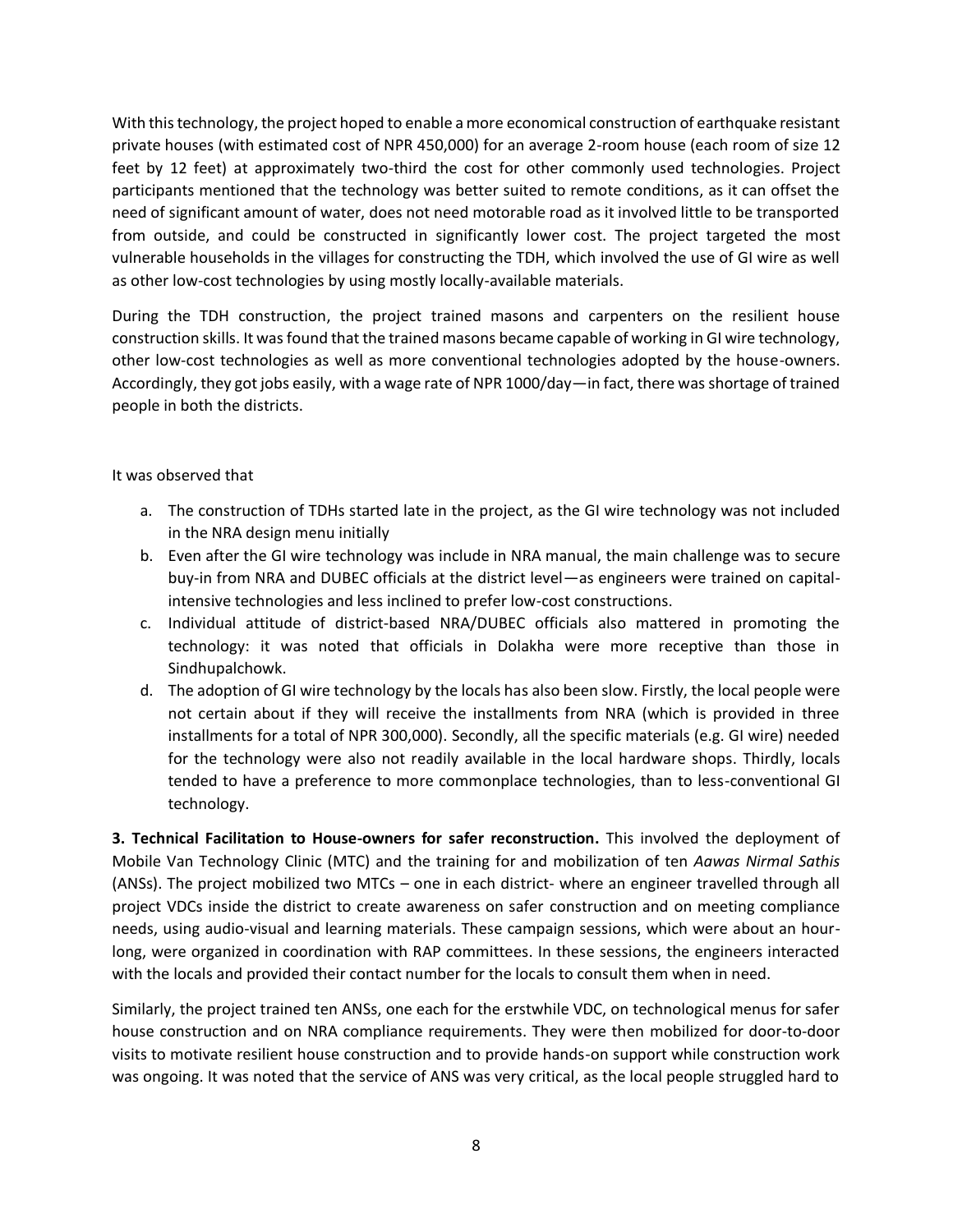With this technology, the project hoped to enable a more economical construction of earthquake resistant private houses (with estimated cost of NPR 450,000) for an average 2-room house (each room of size 12 feet by 12 feet) at approximately two-third the cost for other commonly used technologies. Project participants mentioned that the technology was better suited to remote conditions, as it can offset the need of significant amount of water, does not need motorable road as it involved little to be transported from outside, and could be constructed in significantly lower cost. The project targeted the most vulnerable households in the villages for constructing the TDH, which involved the use of GI wire as well as other low-cost technologies by using mostly locally-available materials.

During the TDH construction, the project trained masons and carpenters on the resilient house construction skills. It was found that the trained masons became capable of working in GI wire technology, other low-cost technologies as well as more conventional technologies adopted by the house-owners. Accordingly, they got jobs easily, with a wage rate of NPR 1000/day—in fact, there was shortage of trained people in both the districts.

It was observed that

a. The construction of TDHs started late in the project, as the GI wire technology was not included in the NRA design menu initially
b. Even after the GI wire technology was include in NRA manual, the main challenge was to secure buy-in from NRA and DUBEC officials at the district level—as engineers were trained on capital-intensive technologies and less inclined to prefer low-cost constructions.
c. Individual attitude of district-based NRA/DUBEC officials also mattered in promoting the technology: it was noted that officials in Dolakha were more receptive than those in Sindhupalchowk.
d. The adoption of GI wire technology by the locals has also been slow. Firstly, the local people were not certain about if they will receive the installments from NRA (which is provided in three installments for a total of NPR 300,000). Secondly, all the specific materials (e.g. GI wire) needed for the technology were also not readily available in the local hardware shops. Thirdly, locals tended to have a preference to more commonplace technologies, than to less-conventional GI technology.

**3. Technical Facilitation to House-owners for safer reconstruction.** This involved the deployment of Mobile Van Technology Clinic (MTC) and the training for and mobilization of ten *Aawas Nirmal Sathis* (ANSs). The project mobilized two MTCs – one in each district- where an engineer travelled through all project VDCs inside the district to create awareness on safer construction and on meeting compliance needs, using audio-visual and learning materials. These campaign sessions, which were about an hour-long, were organized in coordination with RAP committees. In these sessions, the engineers interacted with the locals and provided their contact number for the locals to consult them when in need.

Similarly, the project trained ten ANSs, one each for the erstwhile VDC, on technological menus for safer house construction and on NRA compliance requirements. They were then mobilized for door-to-door visits to motivate resilient house construction and to provide hands-on support while construction work was ongoing. It was noted that the service of ANS was very critical, as the local people struggled hard to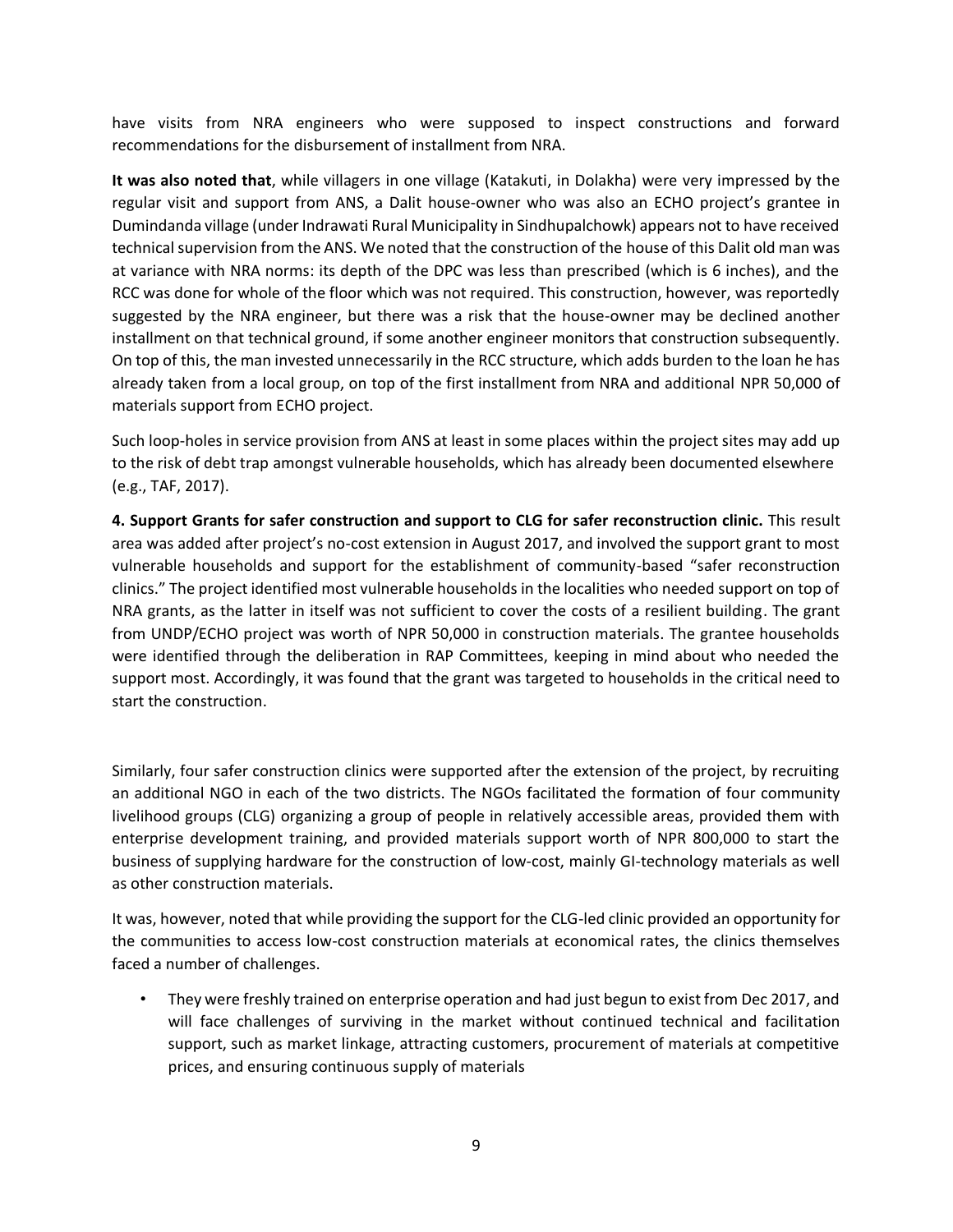have visits from NRA engineers who were supposed to inspect constructions and forward recommendations for the disbursement of installment from NRA.

**It was also noted that**, while villagers in one village (Katakuti, in Dolakha) were very impressed by the regular visit and support from ANS, a Dalit house-owner who was also an ECHO project's grantee in Dumindanda village (under Indrawati Rural Municipality in Sindhupalchowk) appears not to have received technical supervision from the ANS. We noted that the construction of the house of this Dalit old man was at variance with NRA norms: its depth of the DPC was less than prescribed (which is 6 inches), and the RCC was done for whole of the floor which was not required. This construction, however, was reportedly suggested by the NRA engineer, but there was a risk that the house-owner may be declined another installment on that technical ground, if some another engineer monitors that construction subsequently. On top of this, the man invested unnecessarily in the RCC structure, which adds burden to the loan he has already taken from a local group, on top of the first installment from NRA and additional NPR 50,000 of materials support from ECHO project.

Such loop-holes in service provision from ANS at least in some places within the project sites may add up to the risk of debt trap amongst vulnerable households, which has already been documented elsewhere (e.g., TAF, 2017).

**4. Support Grants for safer construction and support to CLG for safer reconstruction clinic.** This result area was added after project's no-cost extension in August 2017, and involved the support grant to most vulnerable households and support for the establishment of community-based "safer reconstruction clinics." The project identified most vulnerable households in the localities who needed support on top of NRA grants, as the latter in itself was not sufficient to cover the costs of a resilient building. The grant from UNDP/ECHO project was worth of NPR 50,000 in construction materials. The grantee households were identified through the deliberation in RAP Committees, keeping in mind about who needed the support most. Accordingly, it was found that the grant was targeted to households in the critical need to start the construction.

Similarly, four safer construction clinics were supported after the extension of the project, by recruiting an additional NGO in each of the two districts. The NGOs facilitated the formation of four community livelihood groups (CLG) organizing a group of people in relatively accessible areas, provided them with enterprise development training, and provided materials support worth of NPR 800,000 to start the business of supplying hardware for the construction of low-cost, mainly GI-technology materials as well as other construction materials.

It was, however, noted that while providing the support for the CLG-led clinic provided an opportunity for the communities to access low-cost construction materials at economical rates, the clinics themselves faced a number of challenges.

- They were freshly trained on enterprise operation and had just begun to exist from Dec 2017, and will face challenges of surviving in the market without continued technical and facilitation support, such as market linkage, attracting customers, procurement of materials at competitive prices, and ensuring continuous supply of materials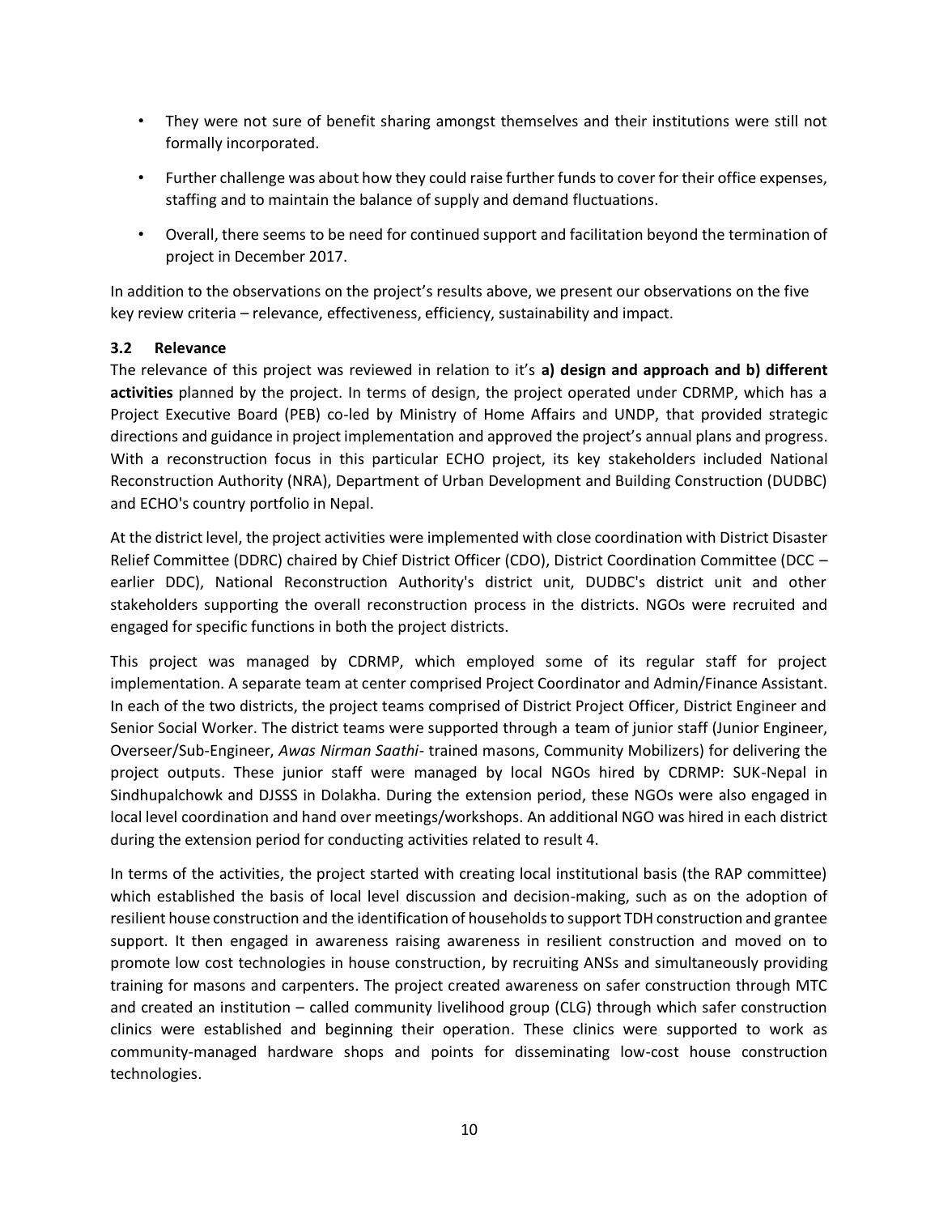- They were not sure of benefit sharing amongst themselves and their institutions were still not formally incorporated.
- Further challenge was about how they could raise further funds to cover for their office expenses, staffing and to maintain the balance of supply and demand fluctuations.
- Overall, there seems to be need for continued support and facilitation beyond the termination of project in December 2017.

In addition to the observations on the project's results above, we present our observations on the five key review criteria – relevance, effectiveness, efficiency, sustainability and impact.

### 3.2 Relevance

The relevance of this project was reviewed in relation to it's **a) design and approach and b) different activities** planned by the project. In terms of design, the project operated under CDRMP, which has a Project Executive Board (PEB) co-led by Ministry of Home Affairs and UNDP, that provided strategic directions and guidance in project implementation and approved the project's annual plans and progress. With a reconstruction focus in this particular ECHO project, its key stakeholders included National Reconstruction Authority (NRA), Department of Urban Development and Building Construction (DUDBC) and ECHO's country portfolio in Nepal.

At the district level, the project activities were implemented with close coordination with District Disaster Relief Committee (DDRC) chaired by Chief District Officer (CDO), District Coordination Committee (DCC – earlier DDC), National Reconstruction Authority's district unit, DUDBC's district unit and other stakeholders supporting the overall reconstruction process in the districts. NGOs were recruited and engaged for specific functions in both the project districts.

This project was managed by CDRMP, which employed some of its regular staff for project implementation. A separate team at center comprised Project Coordinator and Admin/Finance Assistant. In each of the two districts, the project teams comprised of District Project Officer, District Engineer and Senior Social Worker. The district teams were supported through a team of junior staff (Junior Engineer, Overseer/Sub-Engineer, *Awas Nirman Saathi*- trained masons, Community Mobilizers) for delivering the project outputs. These junior staff were managed by local NGOs hired by CDRMP: SUK-Nepal in Sindhupalchowk and DJSSS in Dolakha. During the extension period, these NGOs were also engaged in local level coordination and hand over meetings/workshops. An additional NGO was hired in each district during the extension period for conducting activities related to result 4.

In terms of the activities, the project started with creating local institutional basis (the RAP committee) which established the basis of local level discussion and decision-making, such as on the adoption of resilient house construction and the identification of households to support TDH construction and grantee support. It then engaged in awareness raising awareness in resilient construction and moved on to promote low cost technologies in house construction, by recruiting ANSs and simultaneously providing training for masons and carpenters. The project created awareness on safer construction through MTC and created an institution – called community livelihood group (CLG) through which safer construction clinics were established and beginning their operation. These clinics were supported to work as community-managed hardware shops and points for disseminating low-cost house construction technologies.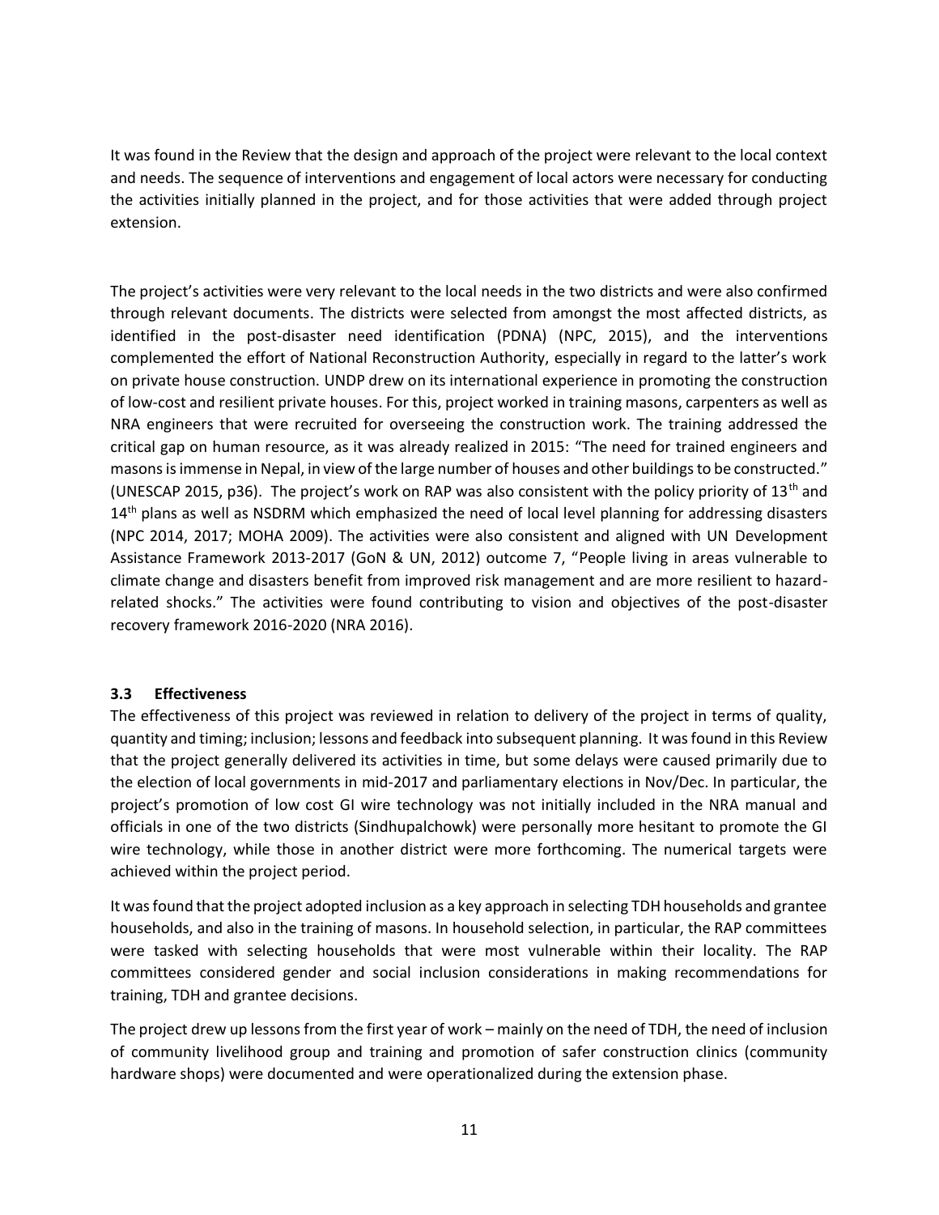It was found in the Review that the design and approach of the project were relevant to the local context and needs. The sequence of interventions and engagement of local actors were necessary for conducting the activities initially planned in the project, and for those activities that were added through project extension.

The project's activities were very relevant to the local needs in the two districts and were also confirmed through relevant documents. The districts were selected from amongst the most affected districts, as identified in the post-disaster need identification (PDNA) (NPC, 2015), and the interventions complemented the effort of National Reconstruction Authority, especially in regard to the latter's work on private house construction. UNDP drew on its international experience in promoting the construction of low-cost and resilient private houses. For this, project worked in training masons, carpenters as well as NRA engineers that were recruited for overseeing the construction work. The training addressed the critical gap on human resource, as it was already realized in 2015: "The need for trained engineers and masons is immense in Nepal, in view of the large number of houses and other buildings to be constructed." (UNESCAP 2015, p36). The project's work on RAP was also consistent with the policy priority of 13th and 14th plans as well as NSDRM which emphasized the need of local level planning for addressing disasters (NPC 2014, 2017; MOHA 2009). The activities were also consistent and aligned with UN Development Assistance Framework 2013-2017 (GoN & UN, 2012) outcome 7, "People living in areas vulnerable to climate change and disasters benefit from improved risk management and are more resilient to hazard-related shocks." The activities were found contributing to vision and objectives of the post-disaster recovery framework 2016-2020 (NRA 2016).

### 3.3 Effectiveness

The effectiveness of this project was reviewed in relation to delivery of the project in terms of quality, quantity and timing; inclusion; lessons and feedback into subsequent planning. It was found in this Review that the project generally delivered its activities in time, but some delays were caused primarily due to the election of local governments in mid-2017 and parliamentary elections in Nov/Dec. In particular, the project's promotion of low cost GI wire technology was not initially included in the NRA manual and officials in one of the two districts (Sindhupalchowk) were personally more hesitant to promote the GI wire technology, while those in another district were more forthcoming. The numerical targets were achieved within the project period.

It was found that the project adopted inclusion as a key approach in selecting TDH households and grantee households, and also in the training of masons. In household selection, in particular, the RAP committees were tasked with selecting households that were most vulnerable within their locality. The RAP committees considered gender and social inclusion considerations in making recommendations for training, TDH and grantee decisions.

The project drew up lessons from the first year of work – mainly on the need of TDH, the need of inclusion of community livelihood group and training and promotion of safer construction clinics (community hardware shops) were documented and were operationalized during the extension phase.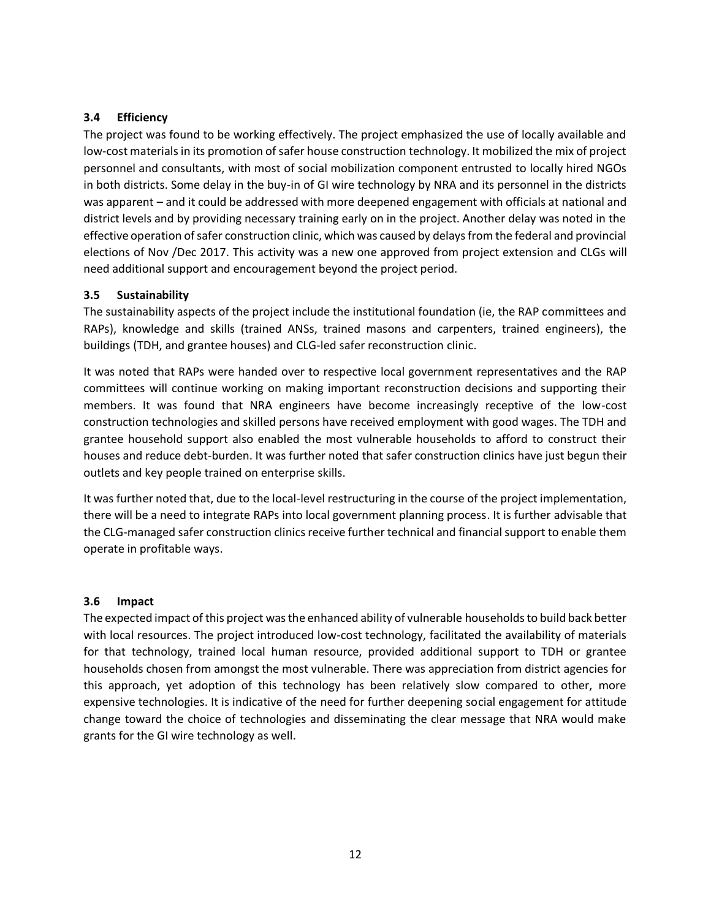### 3.4 Efficiency

The project was found to be working effectively. The project emphasized the use of locally available and low-cost materials in its promotion of safer house construction technology. It mobilized the mix of project personnel and consultants, with most of social mobilization component entrusted to locally hired NGOs in both districts. Some delay in the buy-in of GI wire technology by NRA and its personnel in the districts was apparent – and it could be addressed with more deepened engagement with officials at national and district levels and by providing necessary training early on in the project. Another delay was noted in the effective operation of safer construction clinic, which was caused by delays from the federal and provincial elections of Nov /Dec 2017. This activity was a new one approved from project extension and CLGs will need additional support and encouragement beyond the project period.

### 3.5 Sustainability

The sustainability aspects of the project include the institutional foundation (ie, the RAP committees and RAPs), knowledge and skills (trained ANSs, trained masons and carpenters, trained engineers), the buildings (TDH, and grantee houses) and CLG-led safer reconstruction clinic.

It was noted that RAPs were handed over to respective local government representatives and the RAP committees will continue working on making important reconstruction decisions and supporting their members. It was found that NRA engineers have become increasingly receptive of the low-cost construction technologies and skilled persons have received employment with good wages. The TDH and grantee household support also enabled the most vulnerable households to afford to construct their houses and reduce debt-burden. It was further noted that safer construction clinics have just begun their outlets and key people trained on enterprise skills.

It was further noted that, due to the local-level restructuring in the course of the project implementation, there will be a need to integrate RAPs into local government planning process. It is further advisable that the CLG-managed safer construction clinics receive further technical and financial support to enable them operate in profitable ways.

### 3.6 Impact

The expected impact of this project was the enhanced ability of vulnerable households to build back better with local resources. The project introduced low-cost technology, facilitated the availability of materials for that technology, trained local human resource, provided additional support to TDH or grantee households chosen from amongst the most vulnerable. There was appreciation from district agencies for this approach, yet adoption of this technology has been relatively slow compared to other, more expensive technologies. It is indicative of the need for further deepening social engagement for attitude change toward the choice of technologies and disseminating the clear message that NRA would make grants for the GI wire technology as well.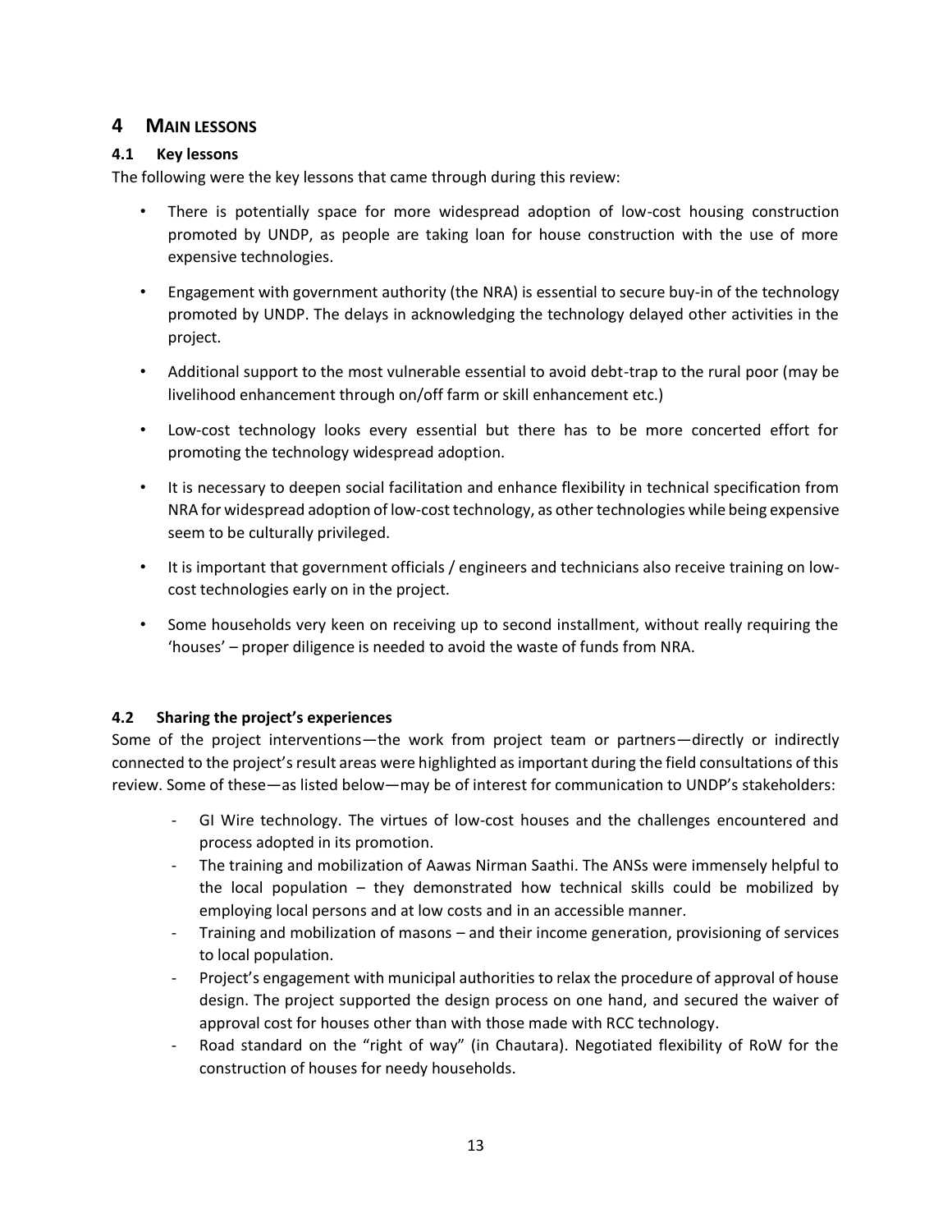# 4 MAIN LESSONS

## 4.1 Key lessons

The following were the key lessons that came through during this review:

- There is potentially space for more widespread adoption of low-cost housing construction promoted by UNDP, as people are taking loan for house construction with the use of more expensive technologies.
- Engagement with government authority (the NRA) is essential to secure buy-in of the technology promoted by UNDP. The delays in acknowledging the technology delayed other activities in the project.
- Additional support to the most vulnerable essential to avoid debt-trap to the rural poor (may be livelihood enhancement through on/off farm or skill enhancement etc.)
- Low-cost technology looks every essential but there has to be more concerted effort for promoting the technology widespread adoption.
- It is necessary to deepen social facilitation and enhance flexibility in technical specification from NRA for widespread adoption of low-cost technology, as other technologies while being expensive seem to be culturally privileged.
- It is important that government officials / engineers and technicians also receive training on low-cost technologies early on in the project.
- Some households very keen on receiving up to second installment, without really requiring the 'houses' – proper diligence is needed to avoid the waste of funds from NRA.

## 4.2 Sharing the project's experiences

Some of the project interventions—the work from project team or partners—directly or indirectly connected to the project's result areas were highlighted as important during the field consultations of this review. Some of these—as listed below—may be of interest for communication to UNDP's stakeholders:

- GI Wire technology. The virtues of low-cost houses and the challenges encountered and process adopted in its promotion.
- The training and mobilization of Aawas Nirman Saathi. The ANSs were immensely helpful to the local population – they demonstrated how technical skills could be mobilized by employing local persons and at low costs and in an accessible manner.
- Training and mobilization of masons – and their income generation, provisioning of services to local population.
- Project's engagement with municipal authorities to relax the procedure of approval of house design. The project supported the design process on one hand, and secured the waiver of approval cost for houses other than with those made with RCC technology.
- Road standard on the "right of way" (in Chautara). Negotiated flexibility of RoW for the construction of houses for needy households.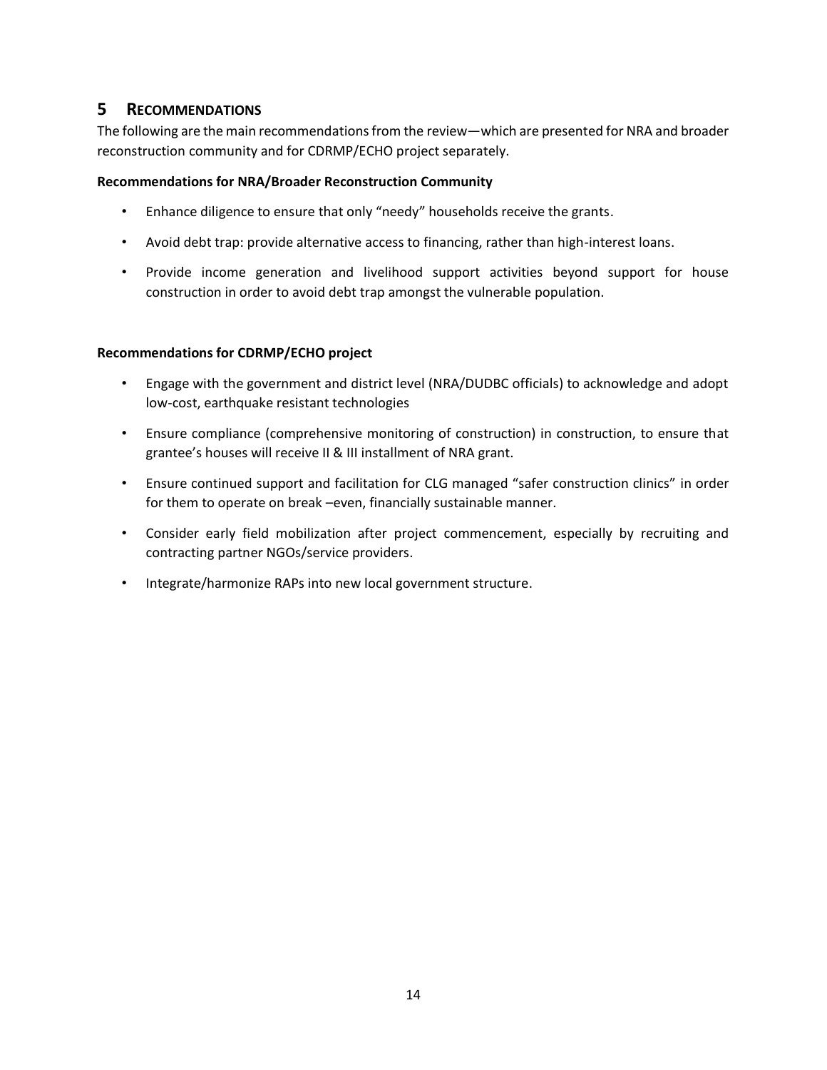# 5 RECOMMENDATIONS

The following are the main recommendations from the review—which are presented for NRA and broader reconstruction community and for CDRMP/ECHO project separately.

**Recommendations for NRA/Broader Reconstruction Community**

- Enhance diligence to ensure that only "needy" households receive the grants.
- Avoid debt trap: provide alternative access to financing, rather than high-interest loans.
- Provide income generation and livelihood support activities beyond support for house construction in order to avoid debt trap amongst the vulnerable population.

**Recommendations for CDRMP/ECHO project**

- Engage with the government and district level (NRA/DUDBC officials) to acknowledge and adopt low-cost, earthquake resistant technologies
- Ensure compliance (comprehensive monitoring of construction) in construction, to ensure that grantee's houses will receive II & III installment of NRA grant.
- Ensure continued support and facilitation for CLG managed "safer construction clinics" in order for them to operate on break –even, financially sustainable manner.
- Consider early field mobilization after project commencement, especially by recruiting and contracting partner NGOs/service providers.
- Integrate/harmonize RAPs into new local government structure.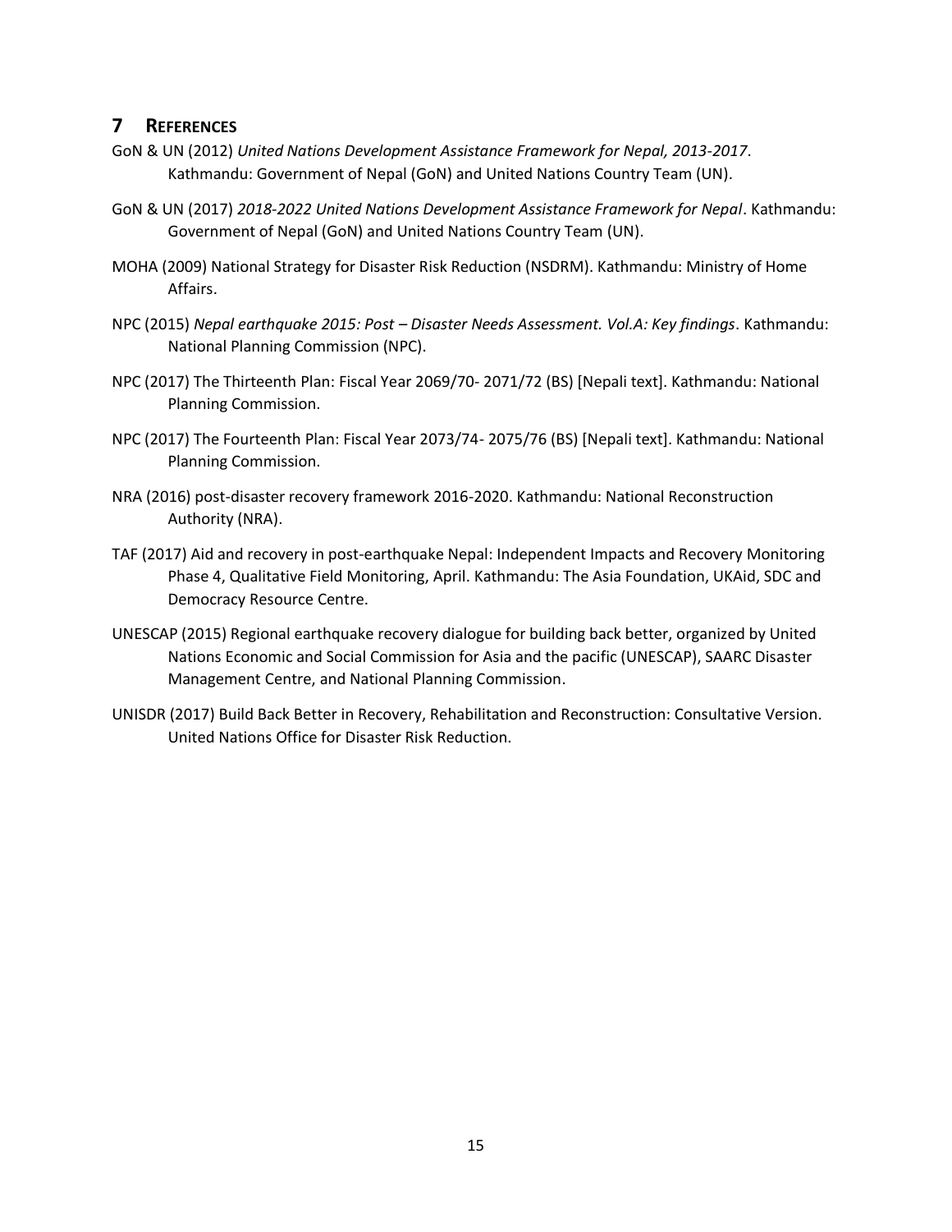# 7 REFERENCES

GoN & UN (2012) *United Nations Development Assistance Framework for Nepal, 2013-2017*. Kathmandu: Government of Nepal (GoN) and United Nations Country Team (UN).

GoN & UN (2017) *2018-2022 United Nations Development Assistance Framework for Nepal*. Kathmandu: Government of Nepal (GoN) and United Nations Country Team (UN).

MOHA (2009) National Strategy for Disaster Risk Reduction (NSDRM). Kathmandu: Ministry of Home Affairs.

NPC (2015) *Nepal earthquake 2015: Post – Disaster Needs Assessment. Vol.A: Key findings*. Kathmandu: National Planning Commission (NPC).

NPC (2017) The Thirteenth Plan: Fiscal Year 2069/70- 2071/72 (BS) [Nepali text]. Kathmandu: National Planning Commission.

NPC (2017) The Fourteenth Plan: Fiscal Year 2073/74- 2075/76 (BS) [Nepali text]. Kathmandu: National Planning Commission.

NRA (2016) post-disaster recovery framework 2016-2020. Kathmandu: National Reconstruction Authority (NRA).

TAF (2017) Aid and recovery in post-earthquake Nepal: Independent Impacts and Recovery Monitoring Phase 4, Qualitative Field Monitoring, April. Kathmandu: The Asia Foundation, UKAid, SDC and Democracy Resource Centre.

UNESCAP (2015) Regional earthquake recovery dialogue for building back better, organized by United Nations Economic and Social Commission for Asia and the pacific (UNESCAP), SAARC Disaster Management Centre, and National Planning Commission.

UNISDR (2017) Build Back Better in Recovery, Rehabilitation and Reconstruction: Consultative Version. United Nations Office for Disaster Risk Reduction.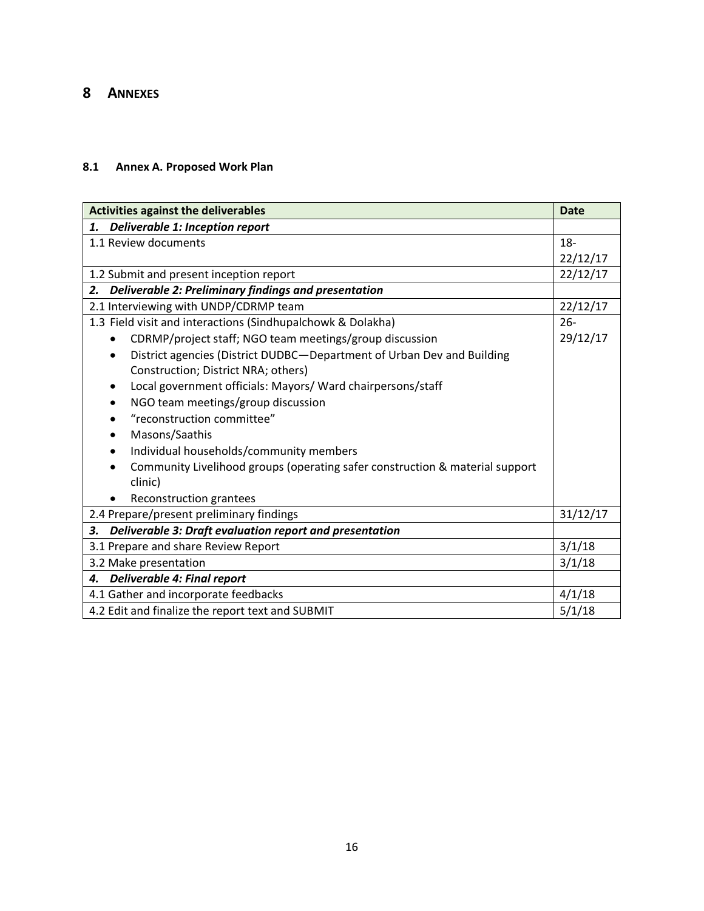# 8 Annexes

## 8.1 Annex A. Proposed Work Plan

| Activities against the deliverables | Date |
|---|---|
| ***1. Deliverable 1: Inception report*** | |
| 1.1 Review documents | 18-22/12/17 |
| 1.2 Submit and present inception report | 22/12/17 |
| ***2. Deliverable 2: Preliminary findings and presentation*** | |
| 2.1 Interviewing with UNDP/CDRMP team | 22/12/17 |
| 1.3 Field visit and interactions (Sindhupalchowk & Dolakha)<br>• CDRMP/project staff; NGO team meetings/group discussion<br>• District agencies (District DUDBC—Department of Urban Dev and Building Construction; District NRA; others)<br>• Local government officials: Mayors/ Ward chairpersons/staff<br>• NGO team meetings/group discussion<br>• "reconstruction committee"<br>• Masons/Saathis<br>• Individual households/community members<br>• Community Livelihood groups (operating safer construction & material support clinic)<br>• Reconstruction grantees | 26-29/12/17 |
| 2.4 Prepare/present preliminary findings | 31/12/17 |
| ***3. Deliverable 3: Draft evaluation report and presentation*** | |
| 3.1 Prepare and share Review Report | 3/1/18 |
| 3.2 Make presentation | 3/1/18 |
| ***4. Deliverable 4: Final report*** | |
| 4.1 Gather and incorporate feedbacks | 4/1/18 |
| 4.2 Edit and finalize the report text and SUBMIT | 5/1/18 |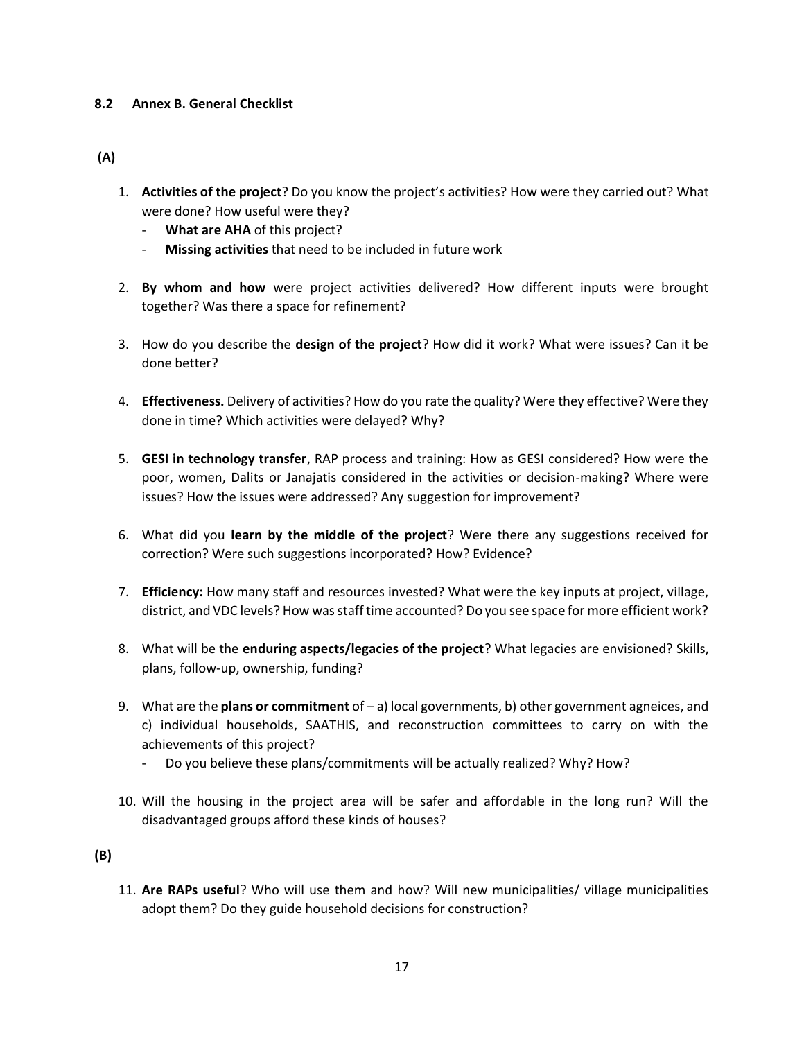### 8.2 Annex B. General Checklist

**(A)**

1. **Activities of the project**? Do you know the project's activities? How were they carried out? What were done? How useful were they?
   - **What are AHA** of this project?
   - **Missing activities** that need to be included in future work

2. **By whom and how** were project activities delivered? How different inputs were brought together? Was there a space for refinement?

3. How do you describe the **design of the project**? How did it work? What were issues? Can it be done better?

4. **Effectiveness.** Delivery of activities? How do you rate the quality? Were they effective? Were they done in time? Which activities were delayed? Why?

5. **GESI in technology transfer**, RAP process and training: How as GESI considered? How were the poor, women, Dalits or Janajatis considered in the activities or decision-making? Where were issues? How the issues were addressed? Any suggestion for improvement?

6. What did you **learn by the middle of the project**? Were there any suggestions received for correction? Were such suggestions incorporated? How? Evidence?

7. **Efficiency:** How many staff and resources invested? What were the key inputs at project, village, district, and VDC levels? How was staff time accounted? Do you see space for more efficient work?

8. What will be the **enduring aspects/legacies of the project**? What legacies are envisioned? Skills, plans, follow-up, ownership, funding?

9. What are the **plans or commitment** of – a) local governments, b) other government agneices, and c) individual households, SAATHIS, and reconstruction committees to carry on with the achievements of this project?
   - Do you believe these plans/commitments will be actually realized? Why? How?

10. Will the housing in the project area will be safer and affordable in the long run? Will the disadvantaged groups afford these kinds of houses?

**(B)**

11. **Are RAPs useful**? Who will use them and how? Will new municipalities/ village municipalities adopt them? Do they guide household decisions for construction?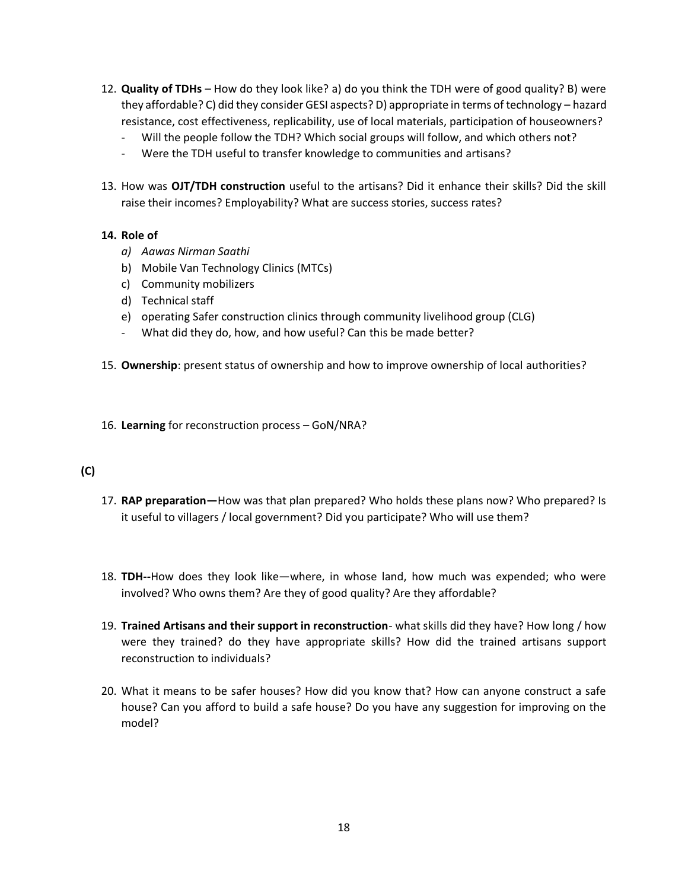12. **Quality of TDHs** – How do they look like? a) do you think the TDH were of good quality? B) were they affordable? C) did they consider GESI aspects? D) appropriate in terms of technology – hazard resistance, cost effectiveness, replicability, use of local materials, participation of houseowners?
    - Will the people follow the TDH? Which social groups will follow, and which others not?
    - Were the TDH useful to transfer knowledge to communities and artisans?

13. How was **OJT/TDH construction** useful to the artisans? Did it enhance their skills? Did the skill raise their incomes? Employability? What are success stories, success rates?

14. **Role of**
    a) *Aawas Nirman Saathi*
    b) Mobile Van Technology Clinics (MTCs)
    c) Community mobilizers
    d) Technical staff
    e) operating Safer construction clinics through community livelihood group (CLG)
    - What did they do, how, and how useful? Can this be made better?

15. **Ownership**: present status of ownership and how to improve ownership of local authorities?

16. **Learning** for reconstruction process – GoN/NRA?

**(C)**

17. **RAP preparation—**How was that plan prepared? Who holds these plans now? Who prepared? Is it useful to villagers / local government? Did you participate? Who will use them?

18. **TDH--**How does they look like—where, in whose land, how much was expended; who were involved? Who owns them? Are they of good quality? Are they affordable?

19. **Trained Artisans and their support in reconstruction**- what skills did they have? How long / how were they trained? do they have appropriate skills? How did the trained artisans support reconstruction to individuals?

20. What it means to be safer houses? How did you know that? How can anyone construct a safe house? Can you afford to build a safe house? Do you have any suggestion for improving on the model?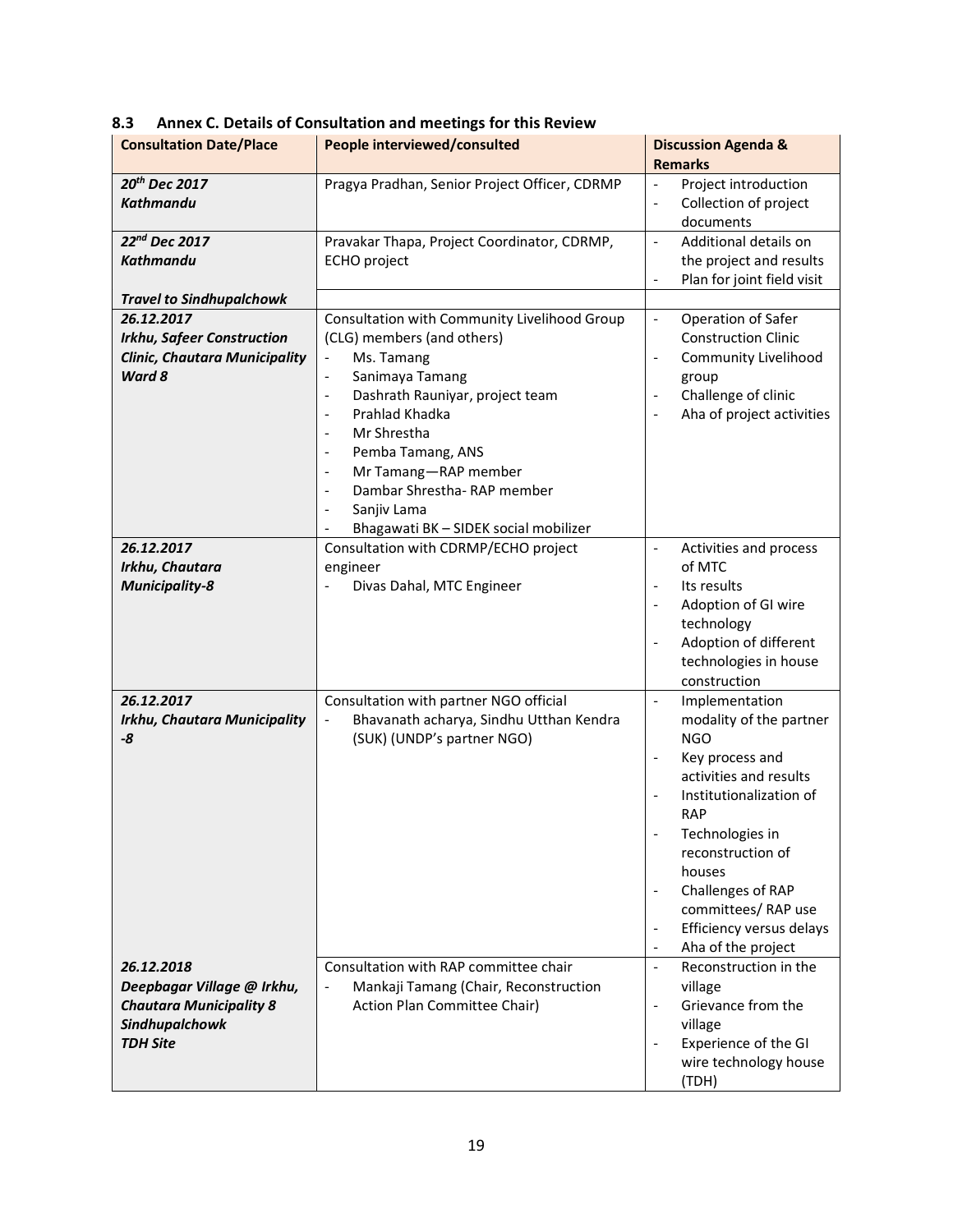### 8.3 Annex C. Details of Consultation and meetings for this Review

| Consultation Date/Place | People interviewed/consulted | Discussion Agenda & Remarks |
|---|---|---|
| ***20th Dec 2017 Kathmandu*** | Pragya Pradhan, Senior Project Officer, CDRMP | - Project introduction<br>- Collection of project documents |
| ***22nd Dec 2017 Kathmandu*** | Pravakar Thapa, Project Coordinator, CDRMP, ECHO project | - Additional details on the project and results<br>- Plan for joint field visit |
| ***Travel to Sindhupalchowk*** | | |
| ***26.12.2017 Irkhu, Safeer Construction Clinic, Chautara Municipality Ward 8*** | Consultation with Community Livelihood Group (CLG) members (and others)<br>- Ms. Tamang<br>- Sanimaya Tamang<br>- Dashrath Rauniyar, project team<br>- Prahlad Khadka<br>- Mr Shrestha<br>- Pemba Tamang, ANS<br>- Mr Tamang—RAP member<br>- Dambar Shrestha- RAP member<br>- Sanjiv Lama<br>- Bhagawati BK – SIDEK social mobilizer | - Operation of Safer Construction Clinic<br>- Community Livelihood group<br>- Challenge of clinic<br>- Aha of project activities |
| ***26.12.2017 Irkhu, Chautara Municipality-8*** | Consultation with CDRMP/ECHO project engineer<br>- Divas Dahal, MTC Engineer | - Activities and process of MTC<br>- Its results<br>- Adoption of GI wire technology<br>- Adoption of different technologies in house construction |
| ***26.12.2017 Irkhu, Chautara Municipality -8*** | Consultation with partner NGO official<br>- Bhavanath acharya, Sindhu Utthan Kendra (SUK) (UNDP's partner NGO) | - Implementation modality of the partner NGO<br>- Key process and activities and results<br>- Institutionalization of RAP<br>- Technologies in reconstruction of houses<br>- Challenges of RAP committees/ RAP use<br>- Efficiency versus delays<br>- Aha of the project |
| ***26.12.2018 Deepbagar Village @ Irkhu, Chautara Municipality 8 Sindhupalchowk TDH Site*** | Consultation with RAP committee chair<br>- Mankaji Tamang (Chair, Reconstruction Action Plan Committee Chair) | - Reconstruction in the village<br>- Grievance from the village<br>- Experience of the GI wire technology house (TDH) |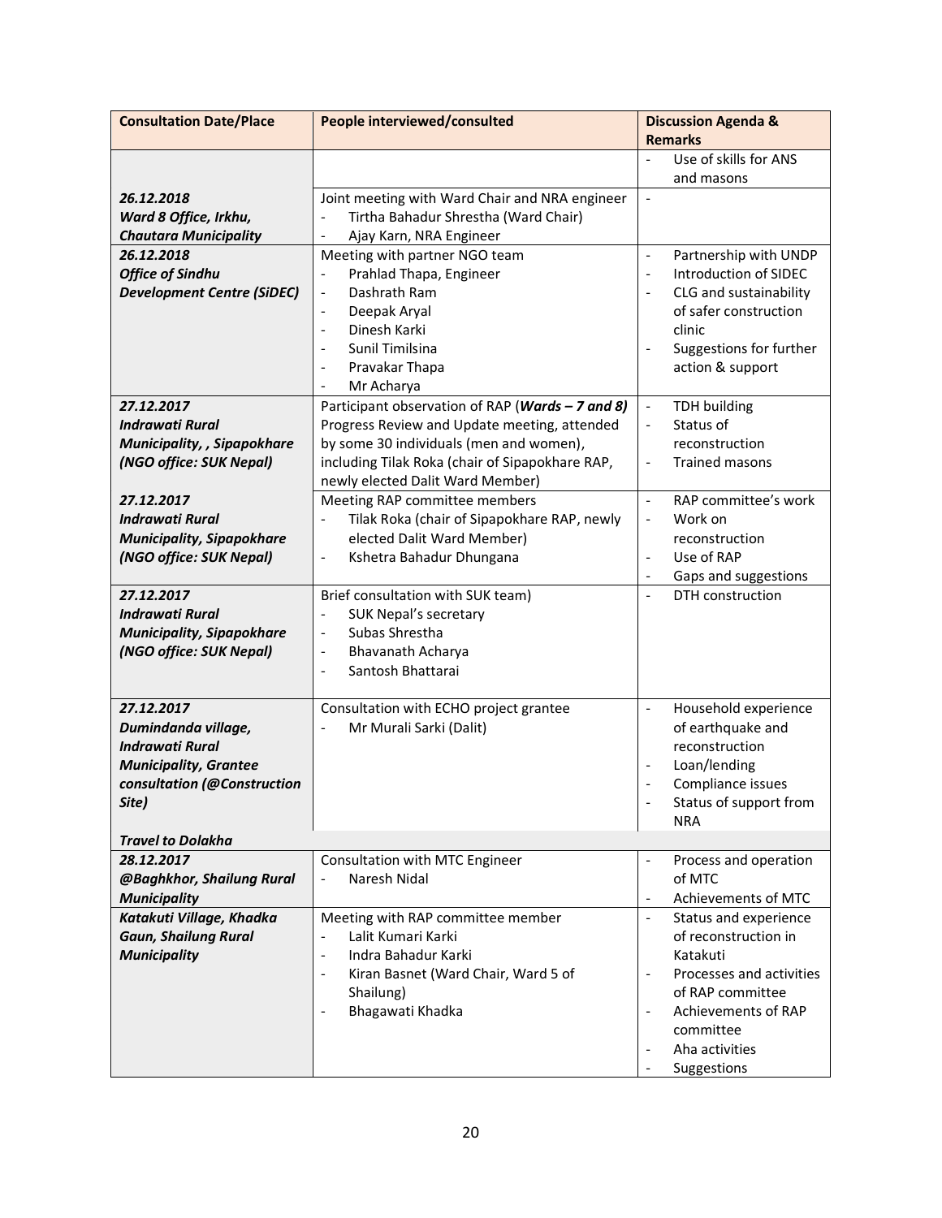| Consultation Date/Place | People interviewed/consulted | Discussion Agenda & Remarks |
|---|---|---|
| | | - Use of skills for ANS and masons |
| ***26.12.2018 Ward 8 Office, Irkhu, Chautara Municipality*** | Joint meeting with Ward Chair and NRA engineer<br>- Tirtha Bahadur Shrestha (Ward Chair)<br>- Ajay Karn, NRA Engineer | - |
| ***26.12.2018 Office of Sindhu Development Centre (SiDEC)*** | Meeting with partner NGO team<br>- Prahlad Thapa, Engineer<br>- Dashrath Ram<br>- Deepak Aryal<br>- Dinesh Karki<br>- Sunil Timilsina<br>- Pravakar Thapa<br>- Mr Acharya | - Partnership with UNDP<br>- Introduction of SIDEC<br>- CLG and sustainability of safer construction clinic<br>- Suggestions for further action & support |
| ***27.12.2017 Indrawati Rural Municipality, , Sipapokhare (NGO office: SUK Nepal)*** | Participant observation of RAP (***Wards – 7 and 8)*** Progress Review and Update meeting, attended by some 30 individuals (men and women), including Tilak Roka (chair of Sipapokhare RAP, newly elected Dalit Ward Member) | - TDH building<br>- Status of reconstruction<br>- Trained masons |
| ***27.12.2017 Indrawati Rural Municipality, Sipapokhare (NGO office: SUK Nepal)*** | Meeting RAP committee members<br>- Tilak Roka (chair of Sipapokhare RAP, newly elected Dalit Ward Member)<br>- Kshetra Bahadur Dhungana | - RAP committee's work<br>- Work on reconstruction<br>- Use of RAP<br>- Gaps and suggestions |
| ***27.12.2017 Indrawati Rural Municipality, Sipapokhare (NGO office: SUK Nepal)*** | Brief consultation with SUK team)<br>- SUK Nepal's secretary<br>- Subas Shrestha<br>- Bhavanath Acharya<br>- Santosh Bhattarai | - DTH construction |
| ***27.12.2017 Dumindanda village, Indrawati Rural Municipality, Grantee consultation (@Construction Site)*** | Consultation with ECHO project grantee<br>- Mr Murali Sarki (Dalit) | - Household experience of earthquake and reconstruction<br>- Loan/lending<br>- Compliance issues<br>- Status of support from NRA |
| ***Travel to Dolakha*** | | |
| ***28.12.2017 @Baghkhor, Shailung Rural Municipality*** | Consultation with MTC Engineer<br>- Naresh Nidal | - Process and operation of MTC<br>- Achievements of MTC |
| ***Katakuti Village, Khadka Gaun, Shailung Rural Municipality*** | Meeting with RAP committee member<br>- Lalit Kumari Karki<br>- Indra Bahadur Karki<br>- Kiran Basnet (Ward Chair, Ward 5 of Shailung)<br>- Bhagawati Khadka | - Status and experience of reconstruction in Katakuti<br>- Processes and activities of RAP committee<br>- Achievements of RAP committee<br>- Aha activities<br>- Suggestions |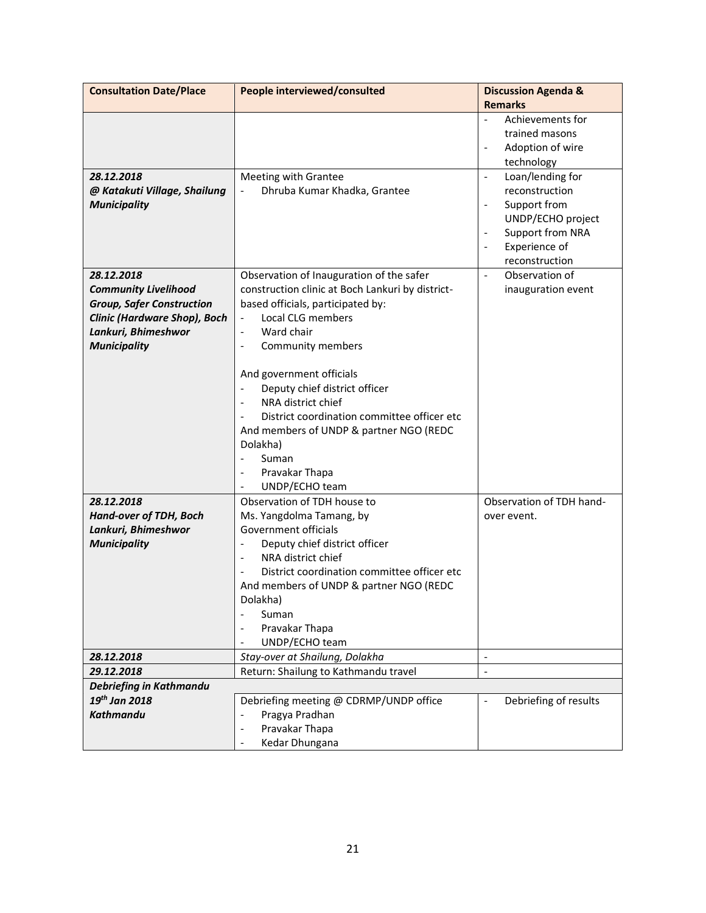| Consultation Date/Place | People interviewed/consulted | Discussion Agenda & Remarks |
|---|---|---|
| | | - Achievements for trained masons<br>- Adoption of wire technology |
| ***28.12.2018***<br>***@ Katakuti Village, Shailung Municipality*** | Meeting with Grantee<br>- Dhruba Kumar Khadka, Grantee | - Loan/lending for reconstruction<br>- Support from UNDP/ECHO project<br>- Support from NRA<br>- Experience of reconstruction |
| ***28.12.2018***<br>***Community Livelihood Group, Safer Construction Clinic (Hardware Shop), Boch Lankuri, Bhimeshwor Municipality*** | Observation of Inauguration of the safer construction clinic at Boch Lankuri by district-based officials, participated by:<br>- Local CLG members<br>- Ward chair<br>- Community members<br><br>And government officials<br>- Deputy chief district officer<br>- NRA district chief<br>- District coordination committee officer etc<br>And members of UNDP & partner NGO (REDC Dolakha)<br>- Suman<br>- Pravakar Thapa<br>- UNDP/ECHO team | - Observation of inauguration event |
| ***28.12.2018***<br>***Hand-over of TDH, Boch Lankuri, Bhimeshwor Municipality*** | Observation of TDH house to Ms. Yangdolma Tamang, by Government officials<br>- Deputy chief district officer<br>- NRA district chief<br>- District coordination committee officer etc<br>And members of UNDP & partner NGO (REDC Dolakha)<br>- Suman<br>- Pravakar Thapa<br>- UNDP/ECHO team | Observation of TDH hand-over event. |
| ***28.12.2018*** | *Stay-over at Shailung, Dolakha* | - |
| ***29.12.2018*** | Return: Shailung to Kathmandu travel | - |
| ***Debriefing in Kathmandu*** | | |
| ***19th Jan 2018***<br>***Kathmandu*** | Debriefing meeting @ CDRMP/UNDP office<br>- Pragya Pradhan<br>- Pravakar Thapa<br>- Kedar Dhungana | - Debriefing of results |